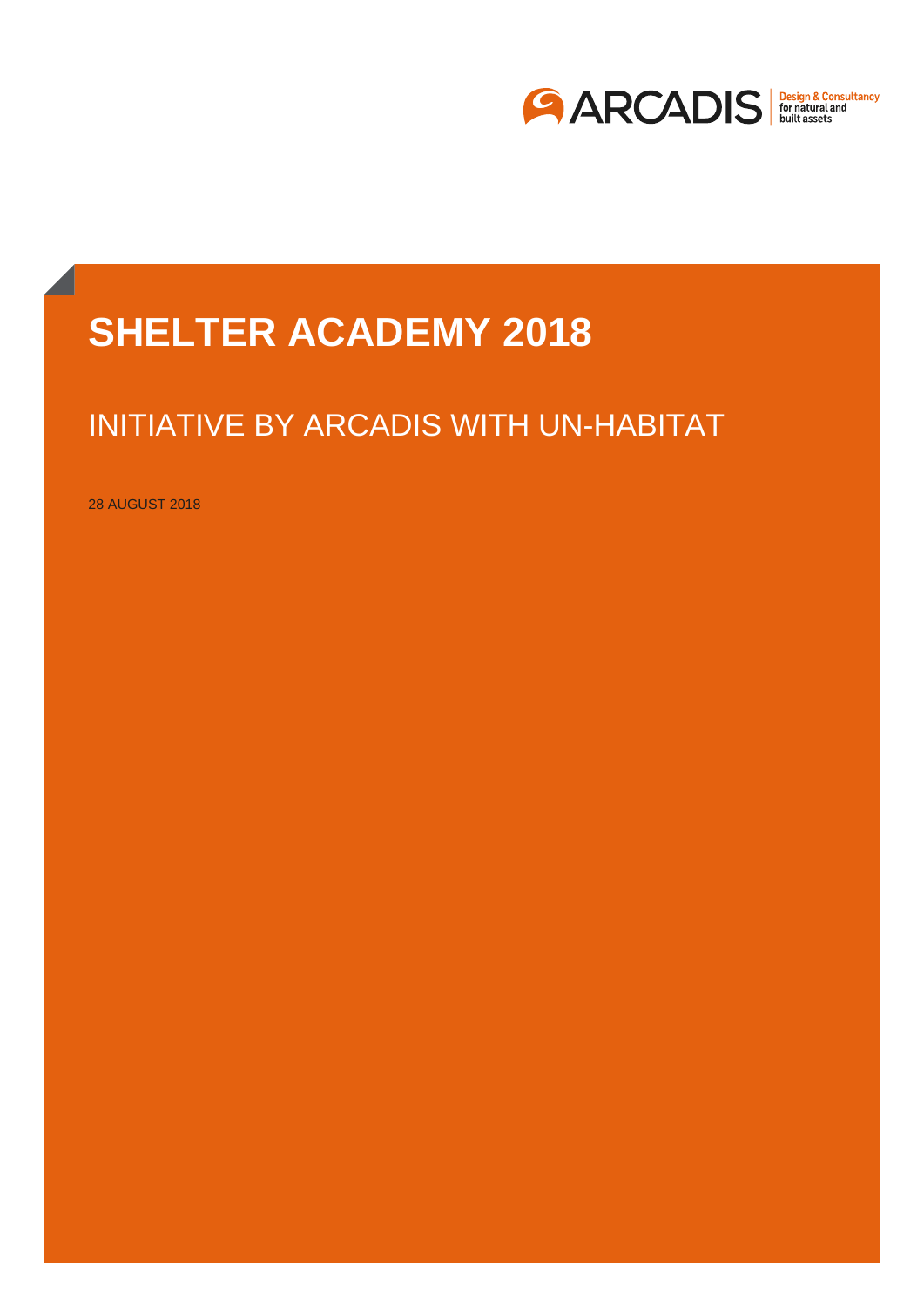ARCADIS Design & Consultancy for natural and built assets

# SHELTER ACADEMY 2018

## INITIATIVE BY ARCADIS WITH UN-HABITAT

28 AUGUST 2018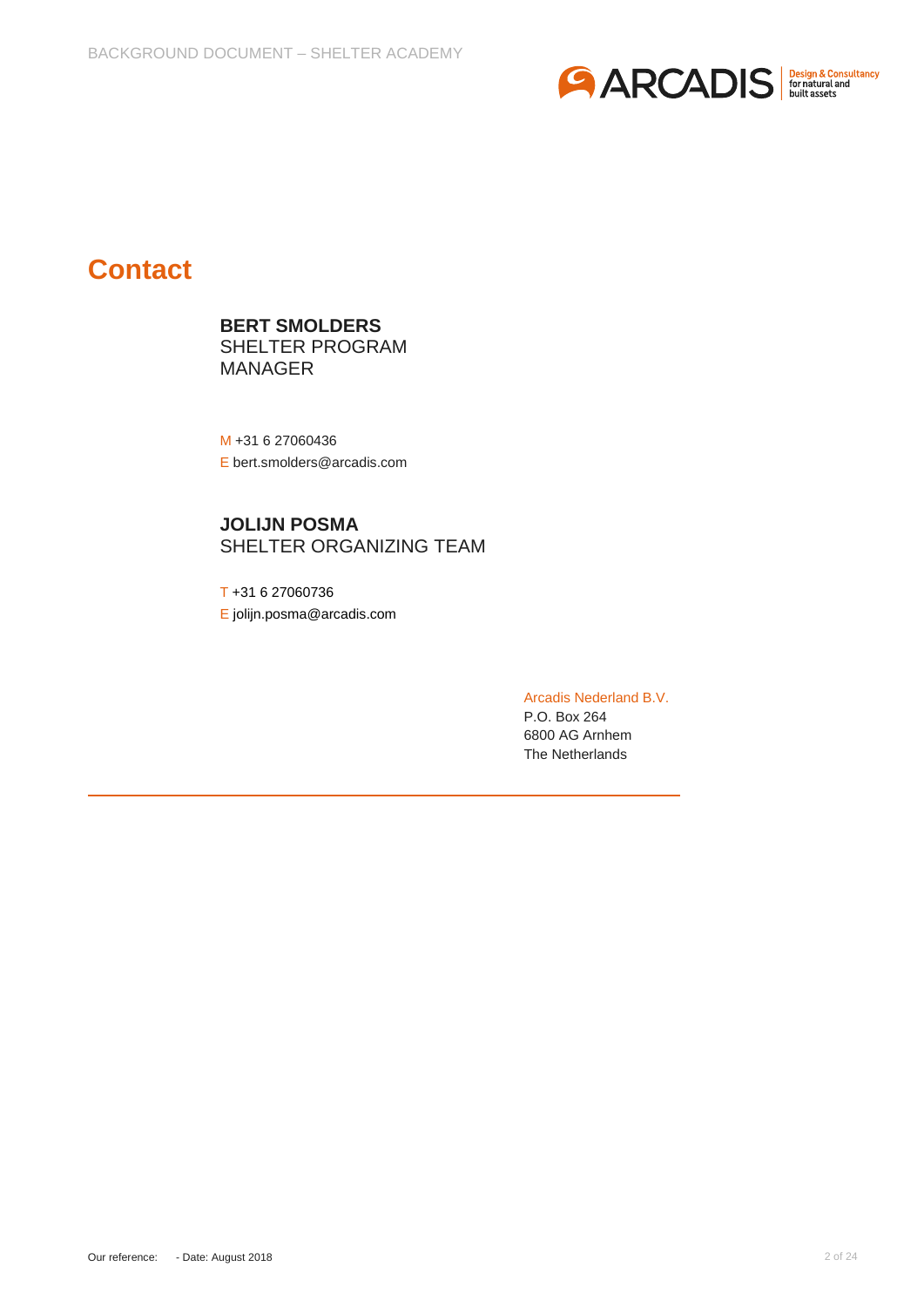# Contact

**BERT SMOLDERS**
SHELTER PROGRAM MANAGER

M +31 6 27060436
E bert.smolders@arcadis.com

**JOLIJN POSMA**
SHELTER ORGANIZING TEAM

T +31 6 27060736
E jolijn.posma@arcadis.com

Arcadis Nederland B.V.
P.O. Box 264
6800 AG Arnhem
The Netherlands

Our reference: - Date: August 2018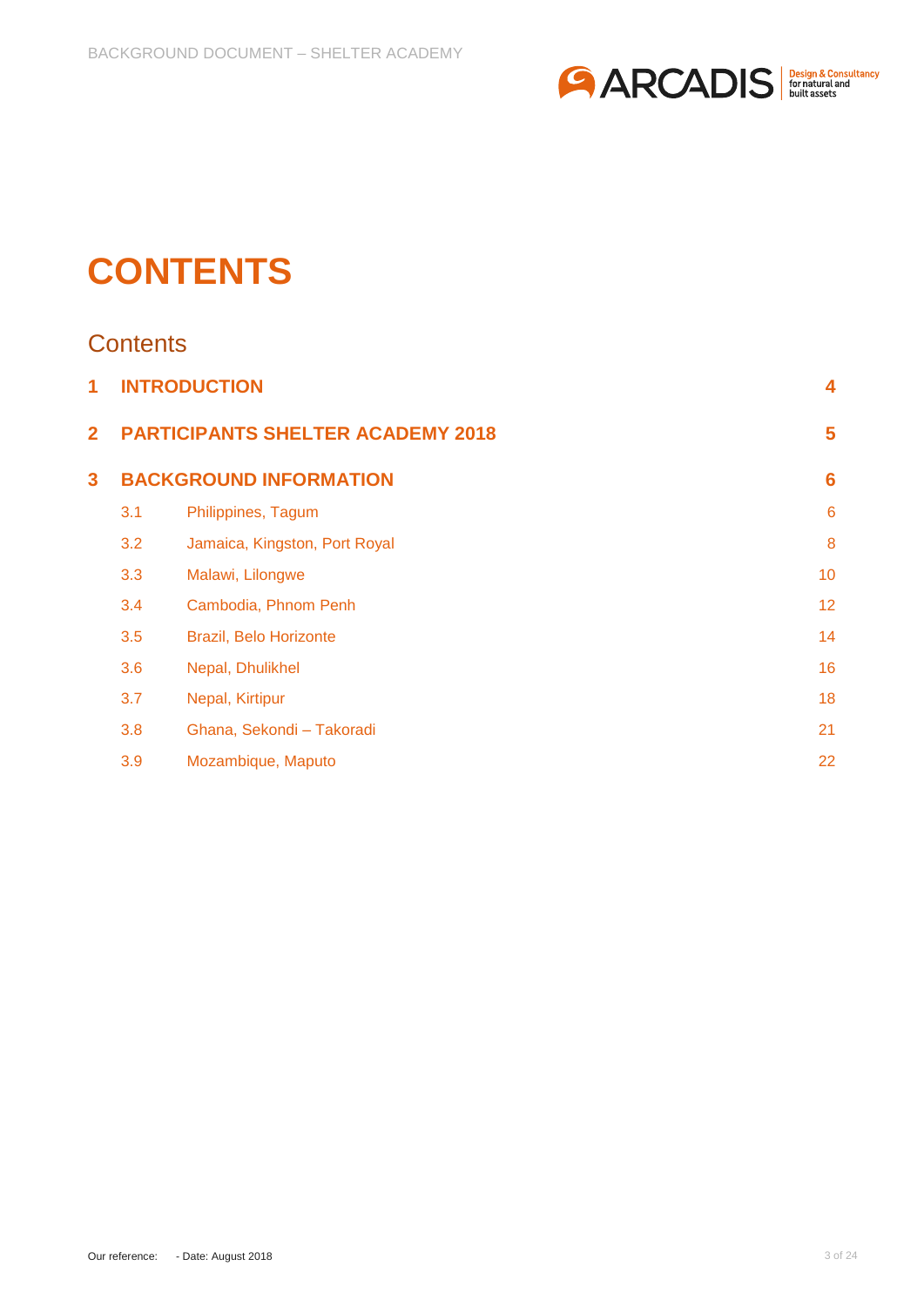# CONTENTS

## Contents

| | | |
|---|---|---|
| **1** | **INTRODUCTION** | **4** |
| **2** | **PARTICIPANTS SHELTER ACADEMY 2018** | **5** |
| **3** | **BACKGROUND INFORMATION** | **6** |
| 3.1 | Philippines, Tagum | 6 |
| 3.2 | Jamaica, Kingston, Port Royal | 8 |
| 3.3 | Malawi, Lilongwe | 10 |
| 3.4 | Cambodia, Phnom Penh | 12 |
| 3.5 | Brazil, Belo Horizonte | 14 |
| 3.6 | Nepal, Dhulikhel | 16 |
| 3.7 | Nepal, Kirtipur | 18 |
| 3.8 | Ghana, Sekondi – Takoradi | 21 |
| 3.9 | Mozambique, Maputo | 22 |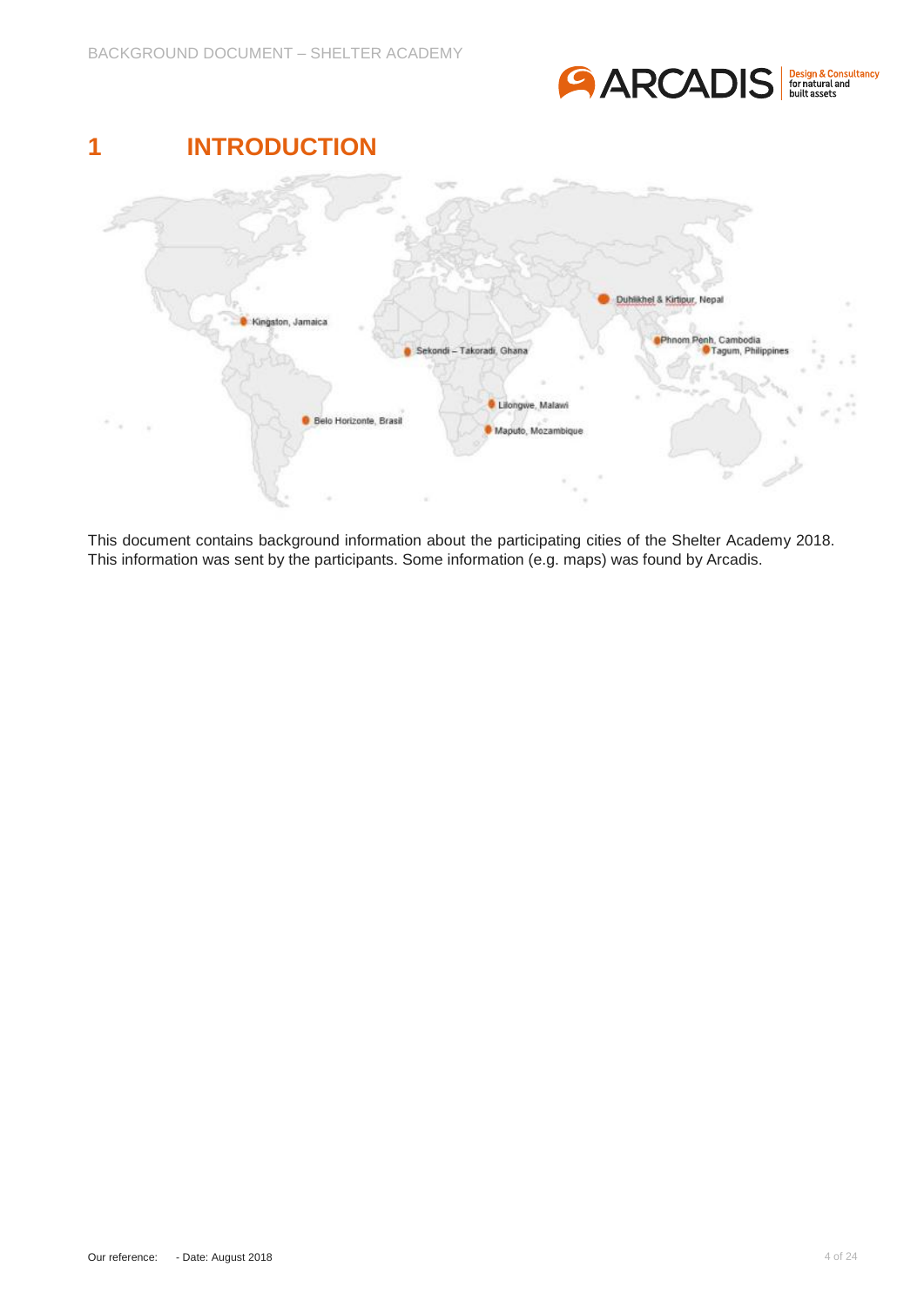# 1 INTRODUCTION

Duhlikhel & Kirtipur, Nepal

Kingston, Jamaica

Phnom Penh, Cambodia

Tagum, Philippines

Sekondi – Takoradi, Ghana

Lilongwe, Malawi

Belo Horizonte, Brasil

Maputo, Mozambique

This document contains background information about the participating cities of the Shelter Academy 2018. This information was sent by the participants. Some information (e.g. maps) was found by Arcadis.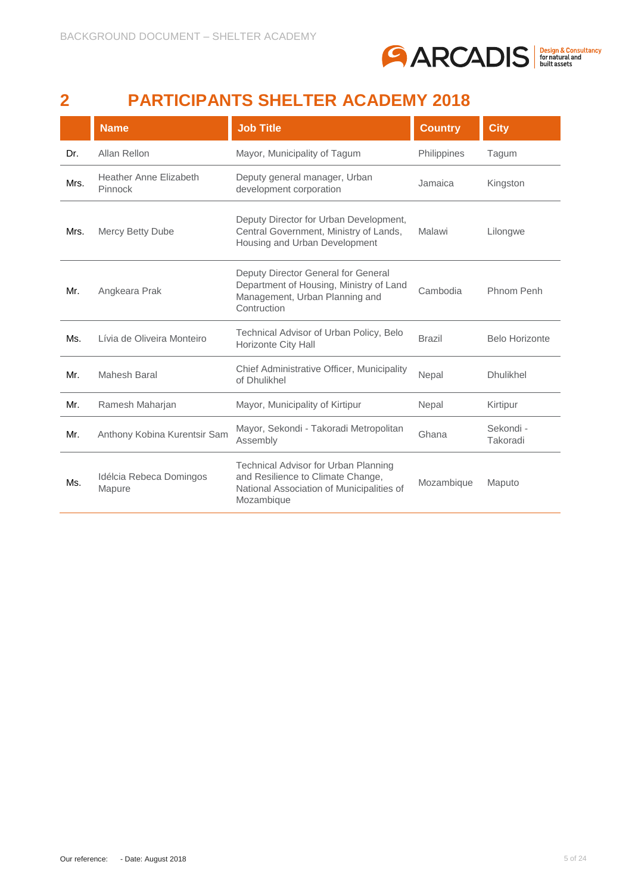# 2 PARTICIPANTS SHELTER ACADEMY 2018

| | Name | Job Title | Country | City |
|---|---|---|---|---|
| Dr. | Allan Rellon | Mayor, Municipality of Tagum | Philippines | Tagum |
| Mrs. | Heather Anne Elizabeth Pinnock | Deputy general manager, Urban development corporation | Jamaica | Kingston |
| Mrs. | Mercy Betty Dube | Deputy Director for Urban Development, Central Government, Ministry of Lands, Housing and Urban Development | Malawi | Lilongwe |
| Mr. | Angkeara Prak | Deputy Director General for General Department of Housing, Ministry of Land Management, Urban Planning and Contruction | Cambodia | Phnom Penh |
| Ms. | Lívia de Oliveira Monteiro | Technical Advisor of Urban Policy, Belo Horizonte City Hall | Brazil | Belo Horizonte |
| Mr. | Mahesh Baral | Chief Administrative Officer, Municipality of Dhulikhel | Nepal | Dhulikhel |
| Mr. | Ramesh Maharjan | Mayor, Municipality of Kirtipur | Nepal | Kirtipur |
| Mr. | Anthony Kobina Kurentsir Sam | Mayor, Sekondi - Takoradi Metropolitan Assembly | Ghana | Sekondi - Takoradi |
| Ms. | Idélcia Rebeca Domingos Mapure | Technical Advisor for Urban Planning and Resilience to Climate Change, National Association of Municipalities of Mozambique | Mozambique | Maputo |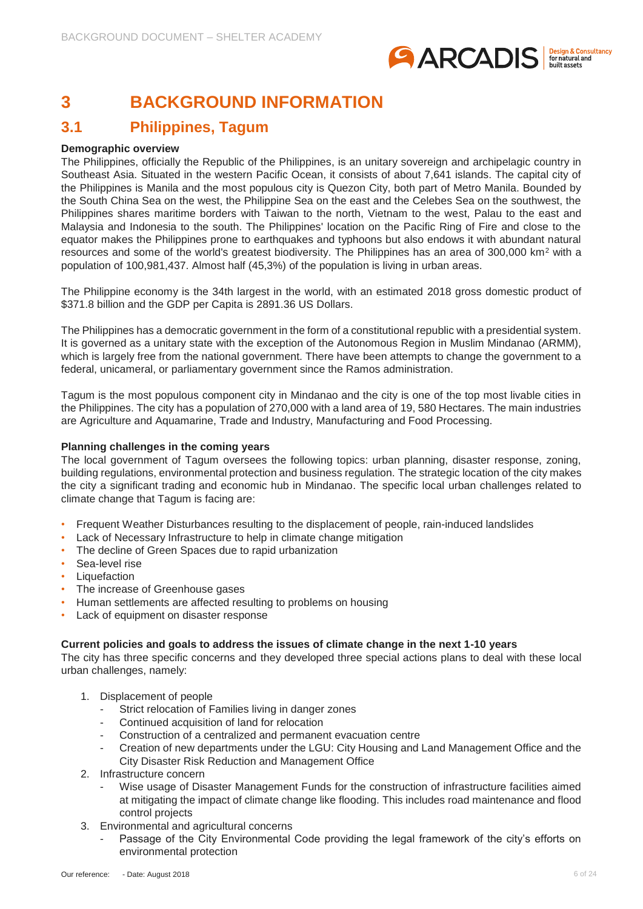# 3 BACKGROUND INFORMATION

## 3.1 Philippines, Tagum

**Demographic overview**

The Philippines, officially the Republic of the Philippines, is an unitary sovereign and archipelagic country in Southeast Asia. Situated in the western Pacific Ocean, it consists of about 7,641 islands. The capital city of the Philippines is Manila and the most populous city is Quezon City, both part of Metro Manila. Bounded by the South China Sea on the west, the Philippine Sea on the east and the Celebes Sea on the southwest, the Philippines shares maritime borders with Taiwan to the north, Vietnam to the west, Palau to the east and Malaysia and Indonesia to the south. The Philippines' location on the Pacific Ring of Fire and close to the equator makes the Philippines prone to earthquakes and typhoons but also endows it with abundant natural resources and some of the world's greatest biodiversity. The Philippines has an area of 300,000 km$^2$ with a population of 100,981,437. Almost half (45,3%) of the population is living in urban areas.

The Philippine economy is the 34th largest in the world, with an estimated 2018 gross domestic product of $371.8 billion and the GDP per Capita is 2891.36 US Dollars.

The Philippines has a democratic government in the form of a constitutional republic with a presidential system. It is governed as a unitary state with the exception of the Autonomous Region in Muslim Mindanao (ARMM), which is largely free from the national government. There have been attempts to change the government to a federal, unicameral, or parliamentary government since the Ramos administration.

Tagum is the most populous component city in Mindanao and the city is one of the top most livable cities in the Philippines. The city has a population of 270,000 with a land area of 19, 580 Hectares. The main industries are Agriculture and Aquamarine, Trade and Industry, Manufacturing and Food Processing.

**Planning challenges in the coming years**

The local government of Tagum oversees the following topics: urban planning, disaster response, zoning, building regulations, environmental protection and business regulation. The strategic location of the city makes the city a significant trading and economic hub in Mindanao. The specific local urban challenges related to climate change that Tagum is facing are:

- Frequent Weather Disturbances resulting to the displacement of people, rain-induced landslides
- Lack of Necessary Infrastructure to help in climate change mitigation
- The decline of Green Spaces due to rapid urbanization
- Sea-level rise
- Liquefaction
- The increase of Greenhouse gases
- Human settlements are affected resulting to problems on housing
- Lack of equipment on disaster response

**Current policies and goals to address the issues of climate change in the next 1-10 years**

The city has three specific concerns and they developed three special actions plans to deal with these local urban challenges, namely:

1. Displacement of people
   - Strict relocation of Families living in danger zones
   - Continued acquisition of land for relocation
   - Construction of a centralized and permanent evacuation centre
   - Creation of new departments under the LGU: City Housing and Land Management Office and the City Disaster Risk Reduction and Management Office
2. Infrastructure concern
   - Wise usage of Disaster Management Funds for the construction of infrastructure facilities aimed at mitigating the impact of climate change like flooding. This includes road maintenance and flood control projects
3. Environmental and agricultural concerns
   - Passage of the City Environmental Code providing the legal framework of the city's efforts on environmental protection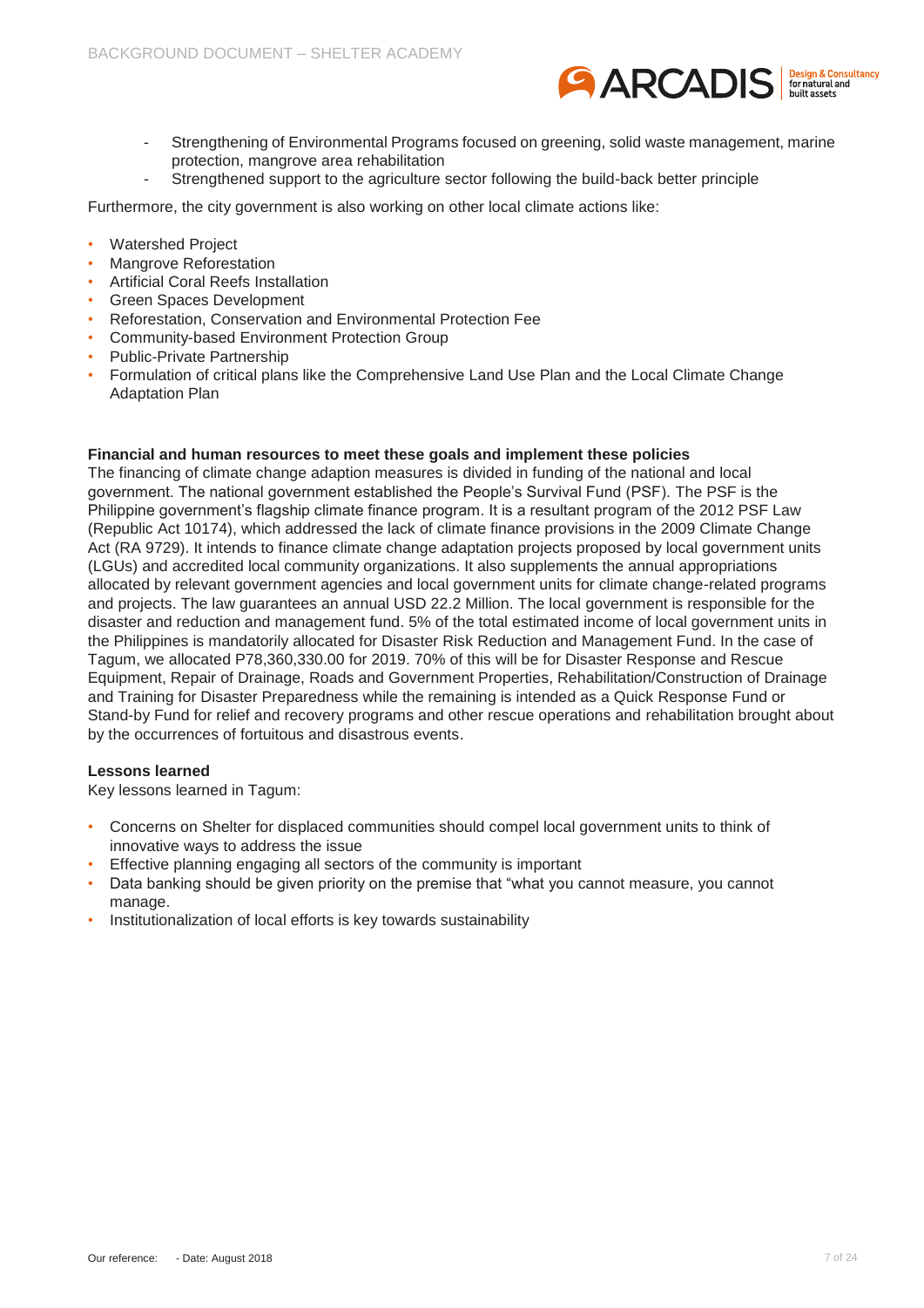- Strengthening of Environmental Programs focused on greening, solid waste management, marine protection, mangrove area rehabilitation
- Strengthened support to the agriculture sector following the build-back better principle

Furthermore, the city government is also working on other local climate actions like:

- Watershed Project
- Mangrove Reforestation
- Artificial Coral Reefs Installation
- Green Spaces Development
- Reforestation, Conservation and Environmental Protection Fee
- Community-based Environment Protection Group
- Public-Private Partnership
- Formulation of critical plans like the Comprehensive Land Use Plan and the Local Climate Change Adaptation Plan

**Financial and human resources to meet these goals and implement these policies**

The financing of climate change adaption measures is divided in funding of the national and local government. The national government established the People's Survival Fund (PSF). The PSF is the Philippine government's flagship climate finance program. It is a resultant program of the 2012 PSF Law (Republic Act 10174), which addressed the lack of climate finance provisions in the 2009 Climate Change Act (RA 9729). It intends to finance climate change adaptation projects proposed by local government units (LGUs) and accredited local community organizations. It also supplements the annual appropriations allocated by relevant government agencies and local government units for climate change-related programs and projects. The law guarantees an annual USD 22.2 Million. The local government is responsible for the disaster and reduction and management fund. 5% of the total estimated income of local government units in the Philippines is mandatorily allocated for Disaster Risk Reduction and Management Fund. In the case of Tagum, we allocated P78,360,330.00 for 2019. 70% of this will be for Disaster Response and Rescue Equipment, Repair of Drainage, Roads and Government Properties, Rehabilitation/Construction of Drainage and Training for Disaster Preparedness while the remaining is intended as a Quick Response Fund or Stand-by Fund for relief and recovery programs and other rescue operations and rehabilitation brought about by the occurrences of fortuitous and disastrous events.

**Lessons learned**

Key lessons learned in Tagum:

- Concerns on Shelter for displaced communities should compel local government units to think of innovative ways to address the issue
- Effective planning engaging all sectors of the community is important
- Data banking should be given priority on the premise that "what you cannot measure, you cannot manage.
- Institutionalization of local efforts is key towards sustainability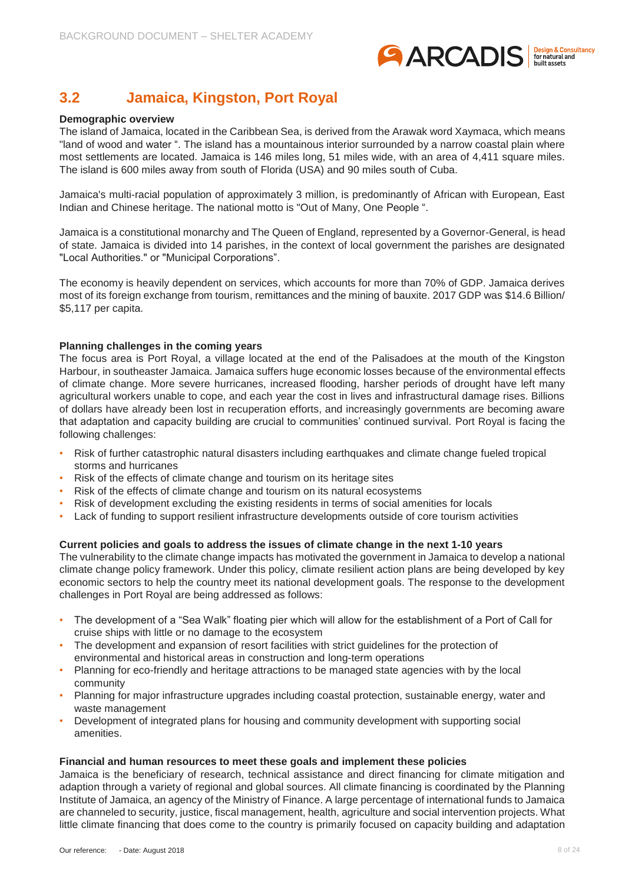## 3.2 Jamaica, Kingston, Port Royal

**Demographic overview**

The island of Jamaica, located in the Caribbean Sea, is derived from the Arawak word Xaymaca, which means "land of wood and water ". The island has a mountainous interior surrounded by a narrow coastal plain where most settlements are located. Jamaica is 146 miles long, 51 miles wide, with an area of 4,411 square miles. The island is 600 miles away from south of Florida (USA) and 90 miles south of Cuba.

Jamaica's multi-racial population of approximately 3 million, is predominantly of African with European, East Indian and Chinese heritage. The national motto is "Out of Many, One People ".

Jamaica is a constitutional monarchy and The Queen of England, represented by a Governor-General, is head of state. Jamaica is divided into 14 parishes, in the context of local government the parishes are designated "Local Authorities." or "Municipal Corporations".

The economy is heavily dependent on services, which accounts for more than 70% of GDP. Jamaica derives most of its foreign exchange from tourism, remittances and the mining of bauxite. 2017 GDP was $14.6 Billion/ $5,117 per capita.

**Planning challenges in the coming years**

The focus area is Port Royal, a village located at the end of the Palisadoes at the mouth of the Kingston Harbour, in southeaster Jamaica. Jamaica suffers huge economic losses because of the environmental effects of climate change. More severe hurricanes, increased flooding, harsher periods of drought have left many agricultural workers unable to cope, and each year the cost in lives and infrastructural damage rises. Billions of dollars have already been lost in recuperation efforts, and increasingly governments are becoming aware that adaptation and capacity building are crucial to communities' continued survival. Port Royal is facing the following challenges:

- Risk of further catastrophic natural disasters including earthquakes and climate change fueled tropical storms and hurricanes
- Risk of the effects of climate change and tourism on its heritage sites
- Risk of the effects of climate change and tourism on its natural ecosystems
- Risk of development excluding the existing residents in terms of social amenities for locals
- Lack of funding to support resilient infrastructure developments outside of core tourism activities

**Current policies and goals to address the issues of climate change in the next 1-10 years**

The vulnerability to the climate change impacts has motivated the government in Jamaica to develop a national climate change policy framework. Under this policy, climate resilient action plans are being developed by key economic sectors to help the country meet its national development goals. The response to the development challenges in Port Royal are being addressed as follows:

- The development of a "Sea Walk" floating pier which will allow for the establishment of a Port of Call for cruise ships with little or no damage to the ecosystem
- The development and expansion of resort facilities with strict guidelines for the protection of environmental and historical areas in construction and long-term operations
- Planning for eco-friendly and heritage attractions to be managed state agencies with by the local community
- Planning for major infrastructure upgrades including coastal protection, sustainable energy, water and waste management
- Development of integrated plans for housing and community development with supporting social amenities.

**Financial and human resources to meet these goals and implement these policies**

Jamaica is the beneficiary of research, technical assistance and direct financing for climate mitigation and adaption through a variety of regional and global sources. All climate financing is coordinated by the Planning Institute of Jamaica, an agency of the Ministry of Finance. A large percentage of international funds to Jamaica are channeled to security, justice, fiscal management, health, agriculture and social intervention projects. What little climate financing that does come to the country is primarily focused on capacity building and adaptation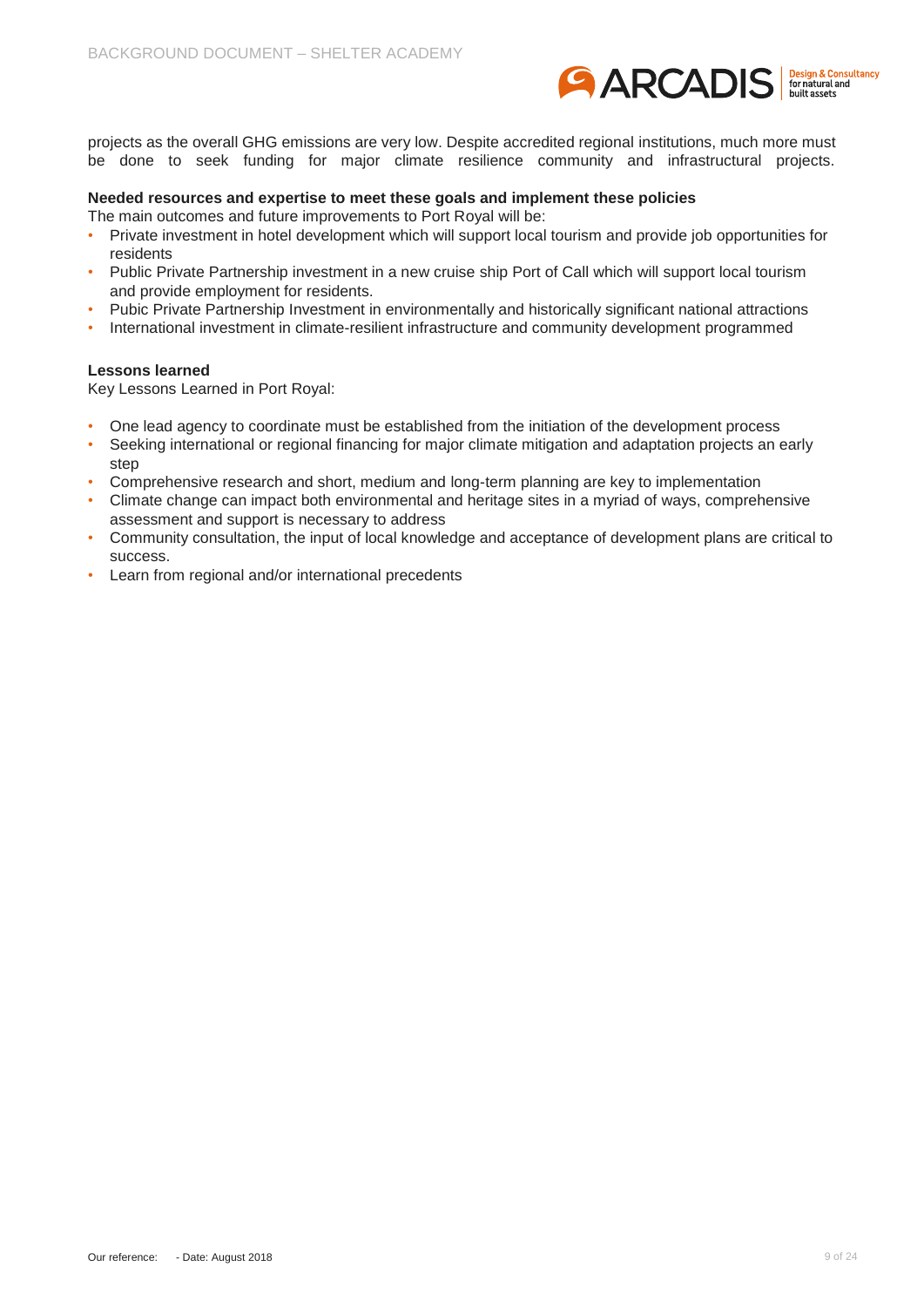projects as the overall GHG emissions are very low. Despite accredited regional institutions, much more must be done to seek funding for major climate resilience community and infrastructural projects.

**Needed resources and expertise to meet these goals and implement these policies**

The main outcomes and future improvements to Port Royal will be:

- Private investment in hotel development which will support local tourism and provide job opportunities for residents
- Public Private Partnership investment in a new cruise ship Port of Call which will support local tourism and provide employment for residents.
- Pubic Private Partnership Investment in environmentally and historically significant national attractions
- International investment in climate-resilient infrastructure and community development programmed

**Lessons learned**

Key Lessons Learned in Port Royal:

- One lead agency to coordinate must be established from the initiation of the development process
- Seeking international or regional financing for major climate mitigation and adaptation projects an early step
- Comprehensive research and short, medium and long-term planning are key to implementation
- Climate change can impact both environmental and heritage sites in a myriad of ways, comprehensive assessment and support is necessary to address
- Community consultation, the input of local knowledge and acceptance of development plans are critical to success.
- Learn from regional and/or international precedents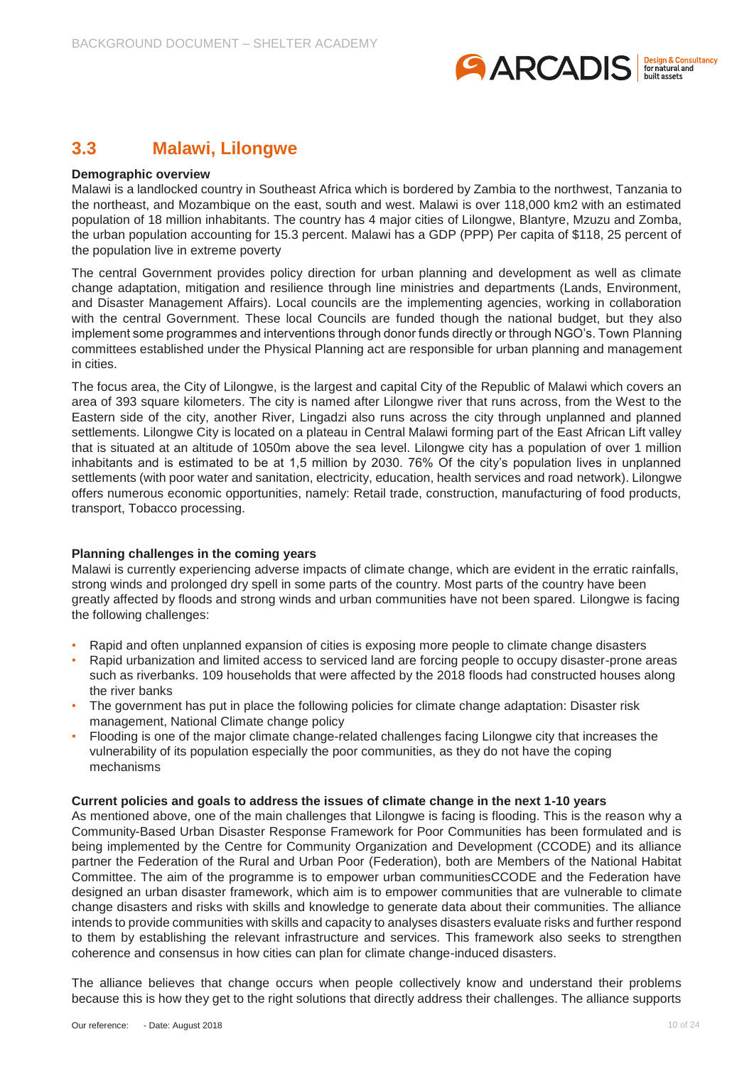## 3.3 Malawi, Lilongwe

**Demographic overview**

Malawi is a landlocked country in Southeast Africa which is bordered by Zambia to the northwest, Tanzania to the northeast, and Mozambique on the east, south and west. Malawi is over 118,000 km2 with an estimated population of 18 million inhabitants. The country has 4 major cities of Lilongwe, Blantyre, Mzuzu and Zomba, the urban population accounting for 15.3 percent. Malawi has a GDP (PPP) Per capita of $118, 25 percent of the population live in extreme poverty

The central Government provides policy direction for urban planning and development as well as climate change adaptation, mitigation and resilience through line ministries and departments (Lands, Environment, and Disaster Management Affairs). Local councils are the implementing agencies, working in collaboration with the central Government. These local Councils are funded though the national budget, but they also implement some programmes and interventions through donor funds directly or through NGO's. Town Planning committees established under the Physical Planning act are responsible for urban planning and management in cities.

The focus area, the City of Lilongwe, is the largest and capital City of the Republic of Malawi which covers an area of 393 square kilometers. The city is named after Lilongwe river that runs across, from the West to the Eastern side of the city, another River, Lingadzi also runs across the city through unplanned and planned settlements. Lilongwe City is located on a plateau in Central Malawi forming part of the East African Lift valley that is situated at an altitude of 1050m above the sea level. Lilongwe city has a population of over 1 million inhabitants and is estimated to be at 1,5 million by 2030. 76% Of the city's population lives in unplanned settlements (with poor water and sanitation, electricity, education, health services and road network). Lilongwe offers numerous economic opportunities, namely: Retail trade, construction, manufacturing of food products, transport, Tobacco processing.

**Planning challenges in the coming years**

Malawi is currently experiencing adverse impacts of climate change, which are evident in the erratic rainfalls, strong winds and prolonged dry spell in some parts of the country. Most parts of the country have been greatly affected by floods and strong winds and urban communities have not been spared. Lilongwe is facing the following challenges:

- Rapid and often unplanned expansion of cities is exposing more people to climate change disasters
- Rapid urbanization and limited access to serviced land are forcing people to occupy disaster-prone areas such as riverbanks. 109 households that were affected by the 2018 floods had constructed houses along the river banks
- The government has put in place the following policies for climate change adaptation: Disaster risk management, National Climate change policy
- Flooding is one of the major climate change-related challenges facing Lilongwe city that increases the vulnerability of its population especially the poor communities, as they do not have the coping mechanisms

**Current policies and goals to address the issues of climate change in the next 1-10 years**

As mentioned above, one of the main challenges that Lilongwe is facing is flooding. This is the reason why a Community-Based Urban Disaster Response Framework for Poor Communities has been formulated and is being implemented by the Centre for Community Organization and Development (CCODE) and its alliance partner the Federation of the Rural and Urban Poor (Federation), both are Members of the National Habitat Committee. The aim of the programme is to empower urban communitiesCCODE and the Federation have designed an urban disaster framework, which aim is to empower communities that are vulnerable to climate change disasters and risks with skills and knowledge to generate data about their communities. The alliance intends to provide communities with skills and capacity to analyses disasters evaluate risks and further respond to them by establishing the relevant infrastructure and services. This framework also seeks to strengthen coherence and consensus in how cities can plan for climate change-induced disasters.

The alliance believes that change occurs when people collectively know and understand their problems because this is how they get to the right solutions that directly address their challenges. The alliance supports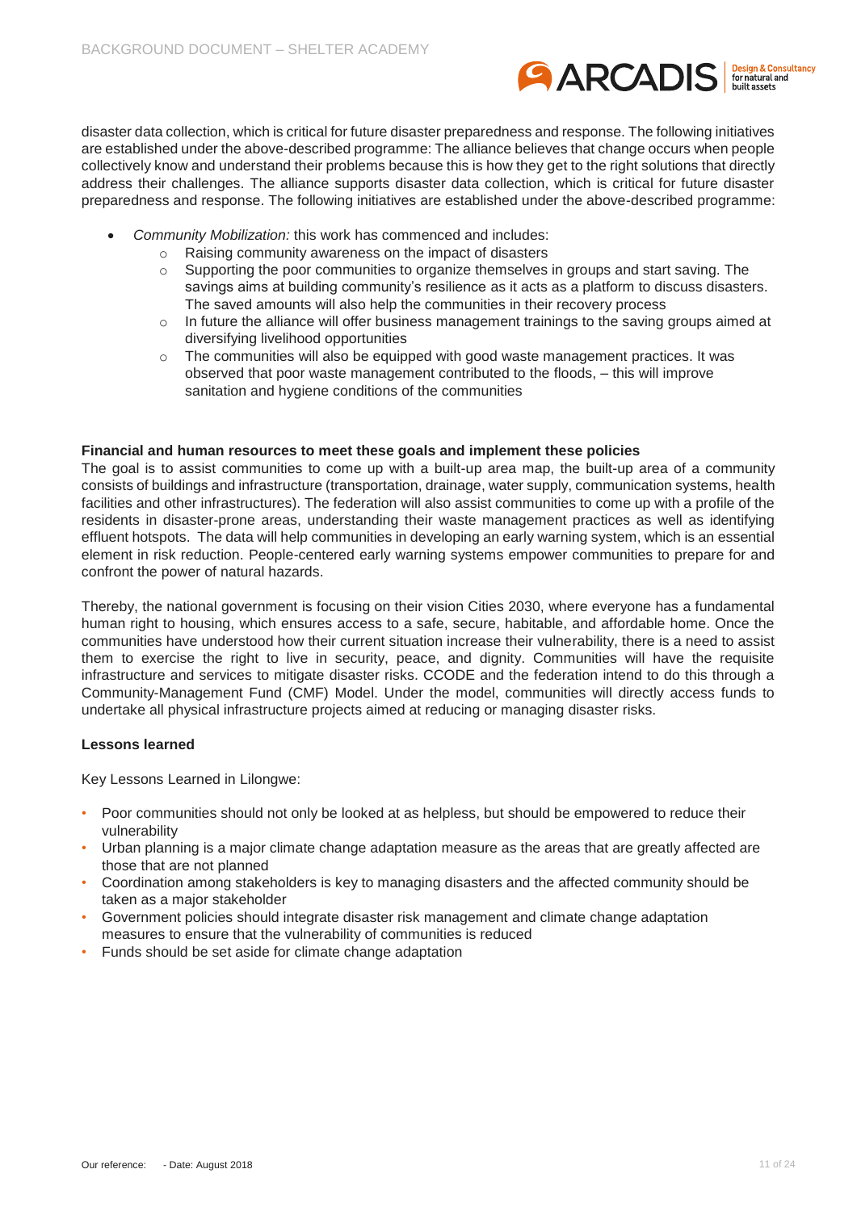disaster data collection, which is critical for future disaster preparedness and response. The following initiatives are established under the above-described programme: The alliance believes that change occurs when people collectively know and understand their problems because this is how they get to the right solutions that directly address their challenges. The alliance supports disaster data collection, which is critical for future disaster preparedness and response. The following initiatives are established under the above-described programme:

- *Community Mobilization:* this work has commenced and includes:
  - Raising community awareness on the impact of disasters
  - Supporting the poor communities to organize themselves in groups and start saving. The savings aims at building community's resilience as it acts as a platform to discuss disasters. The saved amounts will also help the communities in their recovery process
  - In future the alliance will offer business management trainings to the saving groups aimed at diversifying livelihood opportunities
  - The communities will also be equipped with good waste management practices. It was observed that poor waste management contributed to the floods, – this will improve sanitation and hygiene conditions of the communities

**Financial and human resources to meet these goals and implement these policies**

The goal is to assist communities to come up with a built-up area map, the built-up area of a community consists of buildings and infrastructure (transportation, drainage, water supply, communication systems, health facilities and other infrastructures). The federation will also assist communities to come up with a profile of the residents in disaster-prone areas, understanding their waste management practices as well as identifying effluent hotspots. The data will help communities in developing an early warning system, which is an essential element in risk reduction. People-centered early warning systems empower communities to prepare for and confront the power of natural hazards.

Thereby, the national government is focusing on their vision Cities 2030, where everyone has a fundamental human right to housing, which ensures access to a safe, secure, habitable, and affordable home. Once the communities have understood how their current situation increase their vulnerability, there is a need to assist them to exercise the right to live in security, peace, and dignity. Communities will have the requisite infrastructure and services to mitigate disaster risks. CCODE and the federation intend to do this through a Community-Management Fund (CMF) Model. Under the model, communities will directly access funds to undertake all physical infrastructure projects aimed at reducing or managing disaster risks.

**Lessons learned**

Key Lessons Learned in Lilongwe:

- Poor communities should not only be looked at as helpless, but should be empowered to reduce their vulnerability
- Urban planning is a major climate change adaptation measure as the areas that are greatly affected are those that are not planned
- Coordination among stakeholders is key to managing disasters and the affected community should be taken as a major stakeholder
- Government policies should integrate disaster risk management and climate change adaptation measures to ensure that the vulnerability of communities is reduced
- Funds should be set aside for climate change adaptation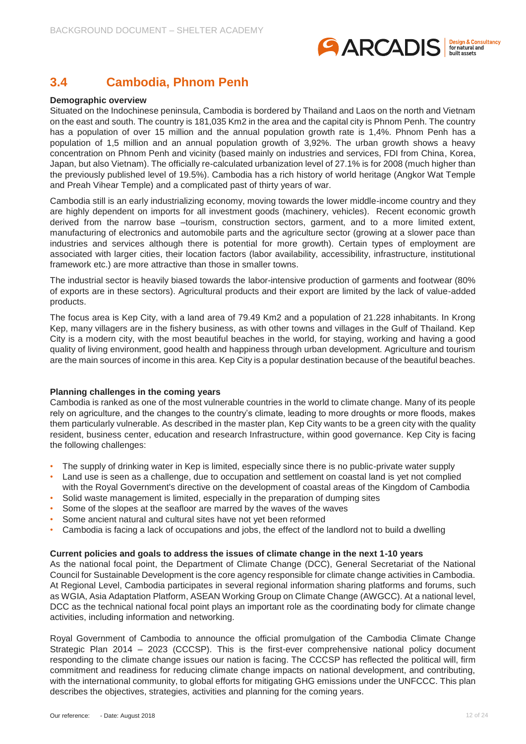## 3.4 Cambodia, Phnom Penh

**Demographic overview**

Situated on the Indochinese peninsula, Cambodia is bordered by Thailand and Laos on the north and Vietnam on the east and south. The country is 181,035 Km2 in the area and the capital city is Phnom Penh. The country has a population of over 15 million and the annual population growth rate is 1,4%. Phnom Penh has a population of 1,5 million and an annual population growth of 3,92%. The urban growth shows a heavy concentration on Phnom Penh and vicinity (based mainly on industries and services, FDI from China, Korea, Japan, but also Vietnam). The officially re-calculated urbanization level of 27.1% is for 2008 (much higher than the previously published level of 19.5%). Cambodia has a rich history of world heritage (Angkor Wat Temple and Preah Vihear Temple) and a complicated past of thirty years of war.

Cambodia still is an early industrializing economy, moving towards the lower middle-income country and they are highly dependent on imports for all investment goods (machinery, vehicles). Recent economic growth derived from the narrow base –tourism, construction sectors, garment, and to a more limited extent, manufacturing of electronics and automobile parts and the agriculture sector (growing at a slower pace than industries and services although there is potential for more growth). Certain types of employment are associated with larger cities, their location factors (labor availability, accessibility, infrastructure, institutional framework etc.) are more attractive than those in smaller towns.

The industrial sector is heavily biased towards the labor-intensive production of garments and footwear (80% of exports are in these sectors). Agricultural products and their export are limited by the lack of value-added products.

The focus area is Kep City, with a land area of 79.49 Km2 and a population of 21.228 inhabitants. In Krong Kep, many villagers are in the fishery business, as with other towns and villages in the Gulf of Thailand. Kep City is a modern city, with the most beautiful beaches in the world, for staying, working and having a good quality of living environment, good health and happiness through urban development. Agriculture and tourism are the main sources of income in this area. Kep City is a popular destination because of the beautiful beaches.

**Planning challenges in the coming years**

Cambodia is ranked as one of the most vulnerable countries in the world to climate change. Many of its people rely on agriculture, and the changes to the country's climate, leading to more droughts or more floods, makes them particularly vulnerable. As described in the master plan, Kep City wants to be a green city with the quality resident, business center, education and research Infrastructure, within good governance. Kep City is facing the following challenges:

- The supply of drinking water in Kep is limited, especially since there is no public-private water supply
- Land use is seen as a challenge, due to occupation and settlement on coastal land is yet not complied with the Royal Government's directive on the development of coastal areas of the Kingdom of Cambodia
- Solid waste management is limited, especially in the preparation of dumping sites
- Some of the slopes at the seafloor are marred by the waves of the waves
- Some ancient natural and cultural sites have not yet been reformed
- Cambodia is facing a lack of occupations and jobs, the effect of the landlord not to build a dwelling

**Current policies and goals to address the issues of climate change in the next 1-10 years**

As the national focal point, the Department of Climate Change (DCC), General Secretariat of the National Council for Sustainable Development is the core agency responsible for climate change activities in Cambodia. At Regional Level, Cambodia participates in several regional information sharing platforms and forums, such as WGIA, Asia Adaptation Platform, ASEAN Working Group on Climate Change (AWGCC). At a national level, DCC as the technical national focal point plays an important role as the coordinating body for climate change activities, including information and networking.

Royal Government of Cambodia to announce the official promulgation of the Cambodia Climate Change Strategic Plan 2014 – 2023 (CCCSP). This is the first-ever comprehensive national policy document responding to the climate change issues our nation is facing. The CCCSP has reflected the political will, firm commitment and readiness for reducing climate change impacts on national development, and contributing, with the international community, to global efforts for mitigating GHG emissions under the UNFCCC. This plan describes the objectives, strategies, activities and planning for the coming years.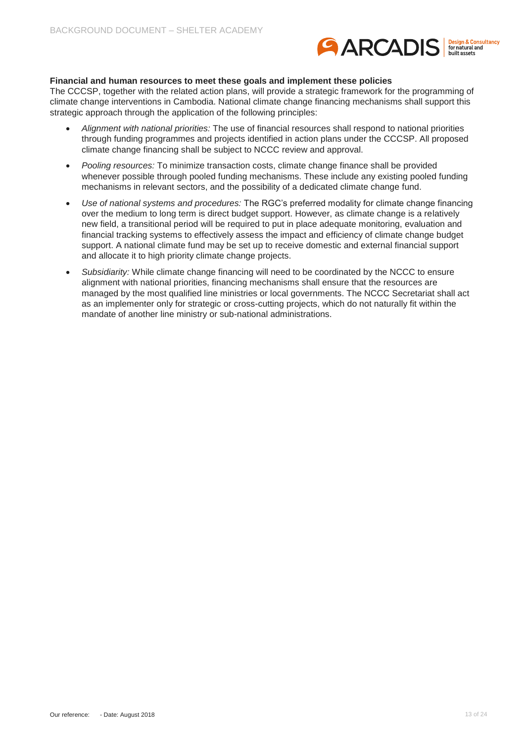**Financial and human resources to meet these goals and implement these policies**

The CCCSP, together with the related action plans, will provide a strategic framework for the programming of climate change interventions in Cambodia. National climate change financing mechanisms shall support this strategic approach through the application of the following principles:

- *Alignment with national priorities:* The use of financial resources shall respond to national priorities through funding programmes and projects identified in action plans under the CCCSP. All proposed climate change financing shall be subject to NCCC review and approval.
- *Pooling resources:* To minimize transaction costs, climate change finance shall be provided whenever possible through pooled funding mechanisms. These include any existing pooled funding mechanisms in relevant sectors, and the possibility of a dedicated climate change fund.
- *Use of national systems and procedures:* The RGC's preferred modality for climate change financing over the medium to long term is direct budget support. However, as climate change is a relatively new field, a transitional period will be required to put in place adequate monitoring, evaluation and financial tracking systems to effectively assess the impact and efficiency of climate change budget support. A national climate fund may be set up to receive domestic and external financial support and allocate it to high priority climate change projects.
- *Subsidiarity:* While climate change financing will need to be coordinated by the NCCC to ensure alignment with national priorities, financing mechanisms shall ensure that the resources are managed by the most qualified line ministries or local governments. The NCCC Secretariat shall act as an implementer only for strategic or cross-cutting projects, which do not naturally fit within the mandate of another line ministry or sub-national administrations.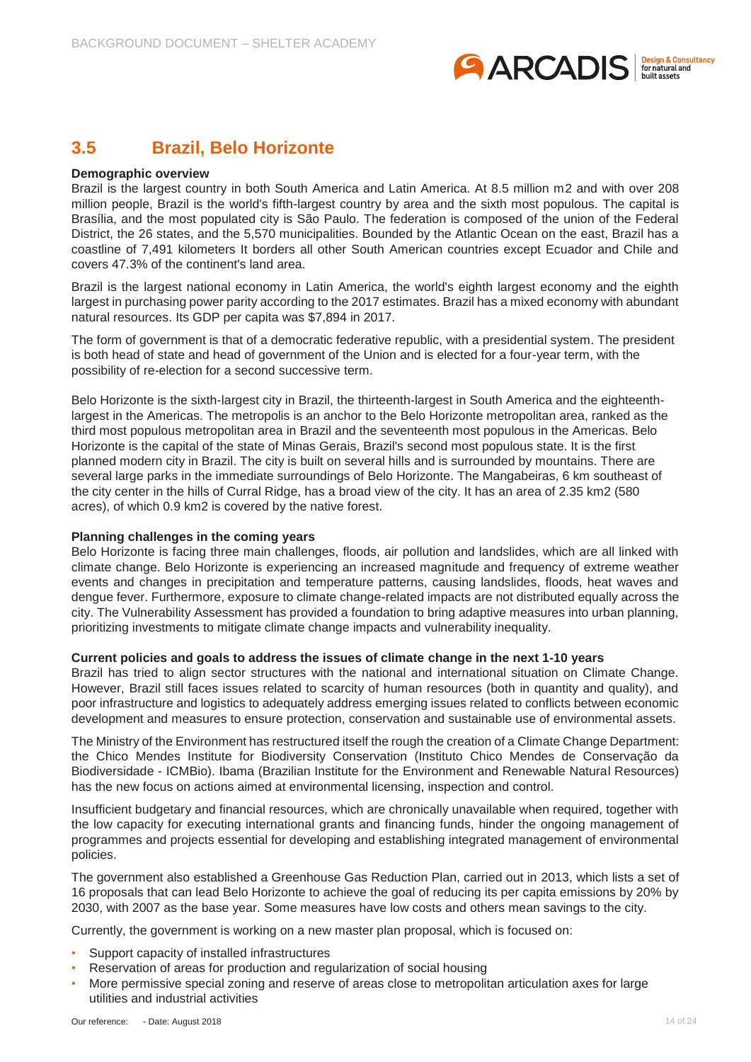## 3.5 Brazil, Belo Horizonte

**Demographic overview**

Brazil is the largest country in both South America and Latin America. At 8.5 million m2 and with over 208 million people, Brazil is the world's fifth-largest country by area and the sixth most populous. The capital is Brasília, and the most populated city is São Paulo. The federation is composed of the union of the Federal District, the 26 states, and the 5,570 municipalities. Bounded by the Atlantic Ocean on the east, Brazil has a coastline of 7,491 kilometers It borders all other South American countries except Ecuador and Chile and covers 47.3% of the continent's land area.

Brazil is the largest national economy in Latin America, the world's eighth largest economy and the eighth largest in purchasing power parity according to the 2017 estimates. Brazil has a mixed economy with abundant natural resources. Its GDP per capita was $7,894 in 2017.

The form of government is that of a democratic federative republic, with a presidential system. The president is both head of state and head of government of the Union and is elected for a four-year term, with the possibility of re-election for a second successive term.

Belo Horizonte is the sixth-largest city in Brazil, the thirteenth-largest in South America and the eighteenth-largest in the Americas. The metropolis is an anchor to the Belo Horizonte metropolitan area, ranked as the third most populous metropolitan area in Brazil and the seventeenth most populous in the Americas. Belo Horizonte is the capital of the state of Minas Gerais, Brazil's second most populous state. It is the first planned modern city in Brazil. The city is built on several hills and is surrounded by mountains. There are several large parks in the immediate surroundings of Belo Horizonte. The Mangabeiras, 6 km southeast of the city center in the hills of Curral Ridge, has a broad view of the city. It has an area of 2.35 km2 (580 acres), of which 0.9 km2 is covered by the native forest.

**Planning challenges in the coming years**

Belo Horizonte is facing three main challenges, floods, air pollution and landslides, which are all linked with climate change. Belo Horizonte is experiencing an increased magnitude and frequency of extreme weather events and changes in precipitation and temperature patterns, causing landslides, floods, heat waves and dengue fever. Furthermore, exposure to climate change-related impacts are not distributed equally across the city. The Vulnerability Assessment has provided a foundation to bring adaptive measures into urban planning, prioritizing investments to mitigate climate change impacts and vulnerability inequality.

**Current policies and goals to address the issues of climate change in the next 1-10 years**

Brazil has tried to align sector structures with the national and international situation on Climate Change. However, Brazil still faces issues related to scarcity of human resources (both in quantity and quality), and poor infrastructure and logistics to adequately address emerging issues related to conflicts between economic development and measures to ensure protection, conservation and sustainable use of environmental assets.

The Ministry of the Environment has restructured itself the rough the creation of a Climate Change Department: the Chico Mendes Institute for Biodiversity Conservation (Instituto Chico Mendes de Conservação da Biodiversidade - ICMBio). Ibama (Brazilian Institute for the Environment and Renewable Natural Resources) has the new focus on actions aimed at environmental licensing, inspection and control.

Insufficient budgetary and financial resources, which are chronically unavailable when required, together with the low capacity for executing international grants and financing funds, hinder the ongoing management of programmes and projects essential for developing and establishing integrated management of environmental policies.

The government also established a Greenhouse Gas Reduction Plan, carried out in 2013, which lists a set of 16 proposals that can lead Belo Horizonte to achieve the goal of reducing its per capita emissions by 20% by 2030, with 2007 as the base year. Some measures have low costs and others mean savings to the city.

Currently, the government is working on a new master plan proposal, which is focused on:

- Support capacity of installed infrastructures
- Reservation of areas for production and regularization of social housing
- More permissive special zoning and reserve of areas close to metropolitan articulation axes for large utilities and industrial activities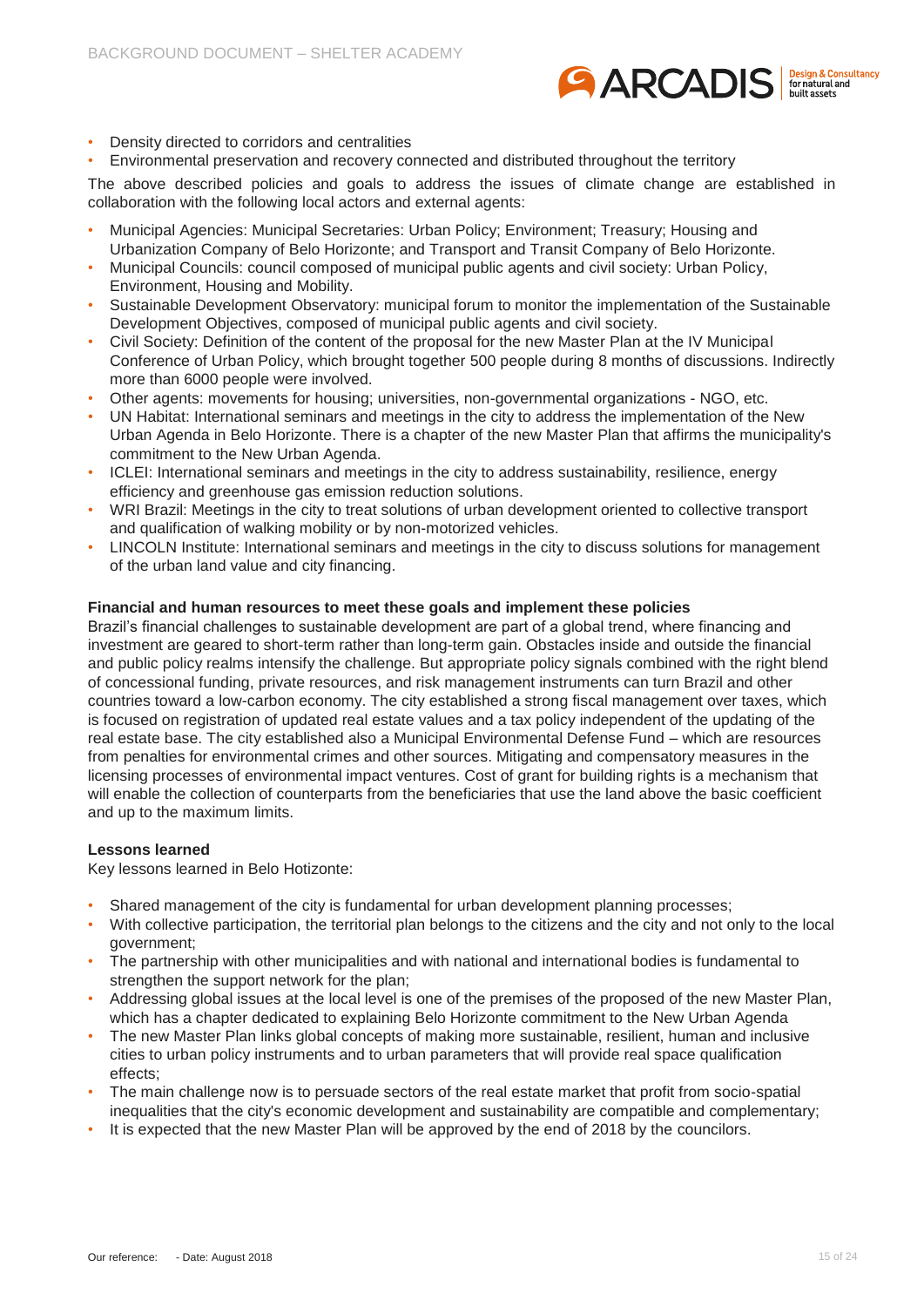- Density directed to corridors and centralities
- Environmental preservation and recovery connected and distributed throughout the territory

The above described policies and goals to address the issues of climate change are established in collaboration with the following local actors and external agents:

- Municipal Agencies: Municipal Secretaries: Urban Policy; Environment; Treasury; Housing and Urbanization Company of Belo Horizonte; and Transport and Transit Company of Belo Horizonte.
- Municipal Councils: council composed of municipal public agents and civil society: Urban Policy, Environment, Housing and Mobility.
- Sustainable Development Observatory: municipal forum to monitor the implementation of the Sustainable Development Objectives, composed of municipal public agents and civil society.
- Civil Society: Definition of the content of the proposal for the new Master Plan at the IV Municipal Conference of Urban Policy, which brought together 500 people during 8 months of discussions. Indirectly more than 6000 people were involved.
- Other agents: movements for housing; universities, non-governmental organizations - NGO, etc.
- UN Habitat: International seminars and meetings in the city to address the implementation of the New Urban Agenda in Belo Horizonte. There is a chapter of the new Master Plan that affirms the municipality's commitment to the New Urban Agenda.
- ICLEI: International seminars and meetings in the city to address sustainability, resilience, energy efficiency and greenhouse gas emission reduction solutions.
- WRI Brazil: Meetings in the city to treat solutions of urban development oriented to collective transport and qualification of walking mobility or by non-motorized vehicles.
- LINCOLN Institute: International seminars and meetings in the city to discuss solutions for management of the urban land value and city financing.

**Financial and human resources to meet these goals and implement these policies**

Brazil's financial challenges to sustainable development are part of a global trend, where financing and investment are geared to short-term rather than long-term gain. Obstacles inside and outside the financial and public policy realms intensify the challenge. But appropriate policy signals combined with the right blend of concessional funding, private resources, and risk management instruments can turn Brazil and other countries toward a low-carbon economy. The city established a strong fiscal management over taxes, which is focused on registration of updated real estate values and a tax policy independent of the updating of the real estate base. The city established also a Municipal Environmental Defense Fund – which are resources from penalties for environmental crimes and other sources. Mitigating and compensatory measures in the licensing processes of environmental impact ventures. Cost of grant for building rights is a mechanism that will enable the collection of counterparts from the beneficiaries that use the land above the basic coefficient and up to the maximum limits.

**Lessons learned**

Key lessons learned in Belo Hotizonte:

- Shared management of the city is fundamental for urban development planning processes;
- With collective participation, the territorial plan belongs to the citizens and the city and not only to the local government;
- The partnership with other municipalities and with national and international bodies is fundamental to strengthen the support network for the plan;
- Addressing global issues at the local level is one of the premises of the proposed of the new Master Plan, which has a chapter dedicated to explaining Belo Horizonte commitment to the New Urban Agenda
- The new Master Plan links global concepts of making more sustainable, resilient, human and inclusive cities to urban policy instruments and to urban parameters that will provide real space qualification effects;
- The main challenge now is to persuade sectors of the real estate market that profit from socio-spatial inequalities that the city's economic development and sustainability are compatible and complementary;
- It is expected that the new Master Plan will be approved by the end of 2018 by the councilors.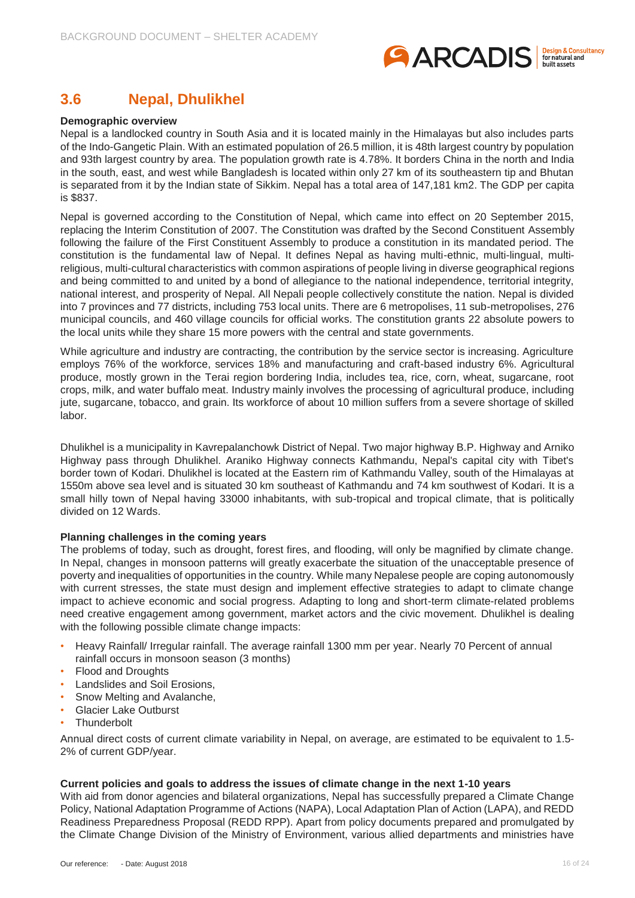## 3.6 Nepal, Dhulikhel

**Demographic overview**

Nepal is a landlocked country in South Asia and it is located mainly in the Himalayas but also includes parts of the Indo-Gangetic Plain. With an estimated population of 26.5 million, it is 48th largest country by population and 93th largest country by area. The population growth rate is 4.78%. It borders China in the north and India in the south, east, and west while Bangladesh is located within only 27 km of its southeastern tip and Bhutan is separated from it by the Indian state of Sikkim. Nepal has a total area of 147,181 km2. The GDP per capita is $837.

Nepal is governed according to the Constitution of Nepal, which came into effect on 20 September 2015, replacing the Interim Constitution of 2007. The Constitution was drafted by the Second Constituent Assembly following the failure of the First Constituent Assembly to produce a constitution in its mandated period. The constitution is the fundamental law of Nepal. It defines Nepal as having multi-ethnic, multi-lingual, multi-religious, multi-cultural characteristics with common aspirations of people living in diverse geographical regions and being committed to and united by a bond of allegiance to the national independence, territorial integrity, national interest, and prosperity of Nepal. All Nepali people collectively constitute the nation. Nepal is divided into 7 provinces and 77 districts, including 753 local units. There are 6 metropolises, 11 sub-metropolises, 276 municipal councils, and 460 village councils for official works. The constitution grants 22 absolute powers to the local units while they share 15 more powers with the central and state governments.

While agriculture and industry are contracting, the contribution by the service sector is increasing. Agriculture employs 76% of the workforce, services 18% and manufacturing and craft-based industry 6%. Agricultural produce, mostly grown in the Terai region bordering India, includes tea, rice, corn, wheat, sugarcane, root crops, milk, and water buffalo meat. Industry mainly involves the processing of agricultural produce, including jute, sugarcane, tobacco, and grain. Its workforce of about 10 million suffers from a severe shortage of skilled labor.

Dhulikhel is a municipality in Kavrepalanchowk District of Nepal. Two major highway B.P. Highway and Arniko Highway pass through Dhulikhel. Araniko Highway connects Kathmandu, Nepal's capital city with Tibet's border town of Kodari. Dhulikhel is located at the Eastern rim of Kathmandu Valley, south of the Himalayas at 1550m above sea level and is situated 30 km southeast of Kathmandu and 74 km southwest of Kodari. It is a small hilly town of Nepal having 33000 inhabitants, with sub-tropical and tropical climate, that is politically divided on 12 Wards.

**Planning challenges in the coming years**

The problems of today, such as drought, forest fires, and flooding, will only be magnified by climate change. In Nepal, changes in monsoon patterns will greatly exacerbate the situation of the unacceptable presence of poverty and inequalities of opportunities in the country. While many Nepalese people are coping autonomously with current stresses, the state must design and implement effective strategies to adapt to climate change impact to achieve economic and social progress. Adapting to long and short-term climate-related problems need creative engagement among government, market actors and the civic movement. Dhulikhel is dealing with the following possible climate change impacts:

- Heavy Rainfall/ Irregular rainfall. The average rainfall 1300 mm per year. Nearly 70 Percent of annual rainfall occurs in monsoon season (3 months)
- Flood and Droughts
- Landslides and Soil Erosions,
- Snow Melting and Avalanche,
- Glacier Lake Outburst
- Thunderbolt

Annual direct costs of current climate variability in Nepal, on average, are estimated to be equivalent to 1.5-2% of current GDP/year.

**Current policies and goals to address the issues of climate change in the next 1-10 years**

With aid from donor agencies and bilateral organizations, Nepal has successfully prepared a Climate Change Policy, National Adaptation Programme of Actions (NAPA), Local Adaptation Plan of Action (LAPA), and REDD Readiness Preparedness Proposal (REDD RPP). Apart from policy documents prepared and promulgated by the Climate Change Division of the Ministry of Environment, various allied departments and ministries have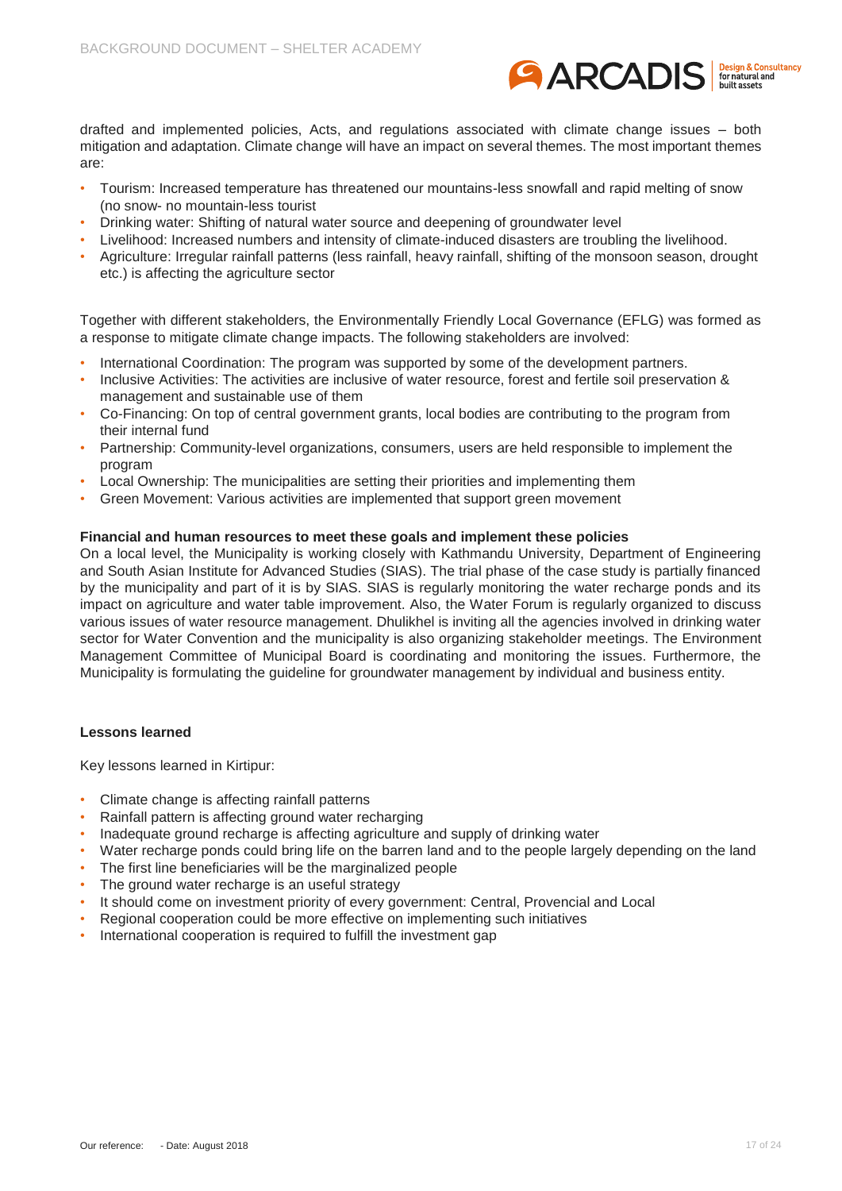drafted and implemented policies, Acts, and regulations associated with climate change issues – both mitigation and adaptation. Climate change will have an impact on several themes. The most important themes are:

- Tourism: Increased temperature has threatened our mountains-less snowfall and rapid melting of snow (no snow- no mountain-less tourist
- Drinking water: Shifting of natural water source and deepening of groundwater level
- Livelihood: Increased numbers and intensity of climate-induced disasters are troubling the livelihood.
- Agriculture: Irregular rainfall patterns (less rainfall, heavy rainfall, shifting of the monsoon season, drought etc.) is affecting the agriculture sector

Together with different stakeholders, the Environmentally Friendly Local Governance (EFLG) was formed as a response to mitigate climate change impacts. The following stakeholders are involved:

- International Coordination: The program was supported by some of the development partners.
- Inclusive Activities: The activities are inclusive of water resource, forest and fertile soil preservation & management and sustainable use of them
- Co-Financing: On top of central government grants, local bodies are contributing to the program from their internal fund
- Partnership: Community-level organizations, consumers, users are held responsible to implement the program
- Local Ownership: The municipalities are setting their priorities and implementing them
- Green Movement: Various activities are implemented that support green movement

**Financial and human resources to meet these goals and implement these policies**

On a local level, the Municipality is working closely with Kathmandu University, Department of Engineering and South Asian Institute for Advanced Studies (SIAS). The trial phase of the case study is partially financed by the municipality and part of it is by SIAS. SIAS is regularly monitoring the water recharge ponds and its impact on agriculture and water table improvement. Also, the Water Forum is regularly organized to discuss various issues of water resource management. Dhulikhel is inviting all the agencies involved in drinking water sector for Water Convention and the municipality is also organizing stakeholder meetings. The Environment Management Committee of Municipal Board is coordinating and monitoring the issues. Furthermore, the Municipality is formulating the guideline for groundwater management by individual and business entity.

**Lessons learned**

Key lessons learned in Kirtipur:

- Climate change is affecting rainfall patterns
- Rainfall pattern is affecting ground water recharging
- Inadequate ground recharge is affecting agriculture and supply of drinking water
- Water recharge ponds could bring life on the barren land and to the people largely depending on the land
- The first line beneficiaries will be the marginalized people
- The ground water recharge is an useful strategy
- It should come on investment priority of every government: Central, Provencial and Local
- Regional cooperation could be more effective on implementing such initiatives
- International cooperation is required to fulfill the investment gap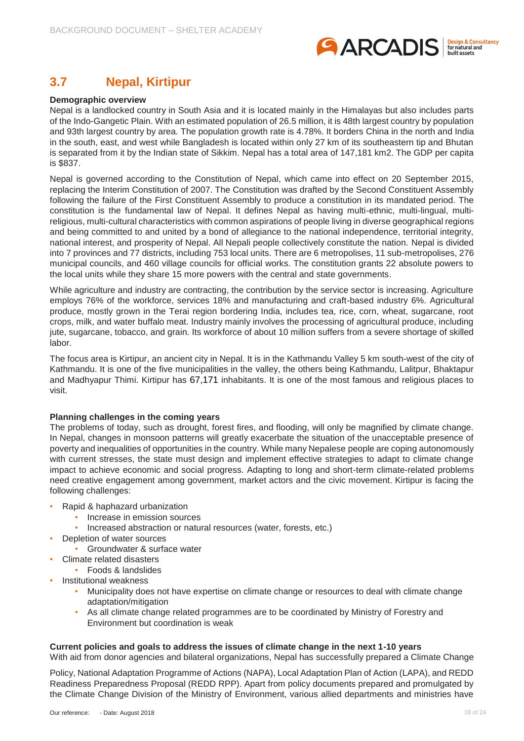## 3.7 Nepal, Kirtipur

**Demographic overview**

Nepal is a landlocked country in South Asia and it is located mainly in the Himalayas but also includes parts of the Indo-Gangetic Plain. With an estimated population of 26.5 million, it is 48th largest country by population and 93th largest country by area. The population growth rate is 4.78%. It borders China in the north and India in the south, east, and west while Bangladesh is located within only 27 km of its southeastern tip and Bhutan is separated from it by the Indian state of Sikkim. Nepal has a total area of 147,181 km2. The GDP per capita is $837.

Nepal is governed according to the Constitution of Nepal, which came into effect on 20 September 2015, replacing the Interim Constitution of 2007. The Constitution was drafted by the Second Constituent Assembly following the failure of the First Constituent Assembly to produce a constitution in its mandated period. The constitution is the fundamental law of Nepal. It defines Nepal as having multi-ethnic, multi-lingual, multi-religious, multi-cultural characteristics with common aspirations of people living in diverse geographical regions and being committed to and united by a bond of allegiance to the national independence, territorial integrity, national interest, and prosperity of Nepal. All Nepali people collectively constitute the nation. Nepal is divided into 7 provinces and 77 districts, including 753 local units. There are 6 metropolises, 11 sub-metropolises, 276 municipal councils, and 460 village councils for official works. The constitution grants 22 absolute powers to the local units while they share 15 more powers with the central and state governments.

While agriculture and industry are contracting, the contribution by the service sector is increasing. Agriculture employs 76% of the workforce, services 18% and manufacturing and craft-based industry 6%. Agricultural produce, mostly grown in the Terai region bordering India, includes tea, rice, corn, wheat, sugarcane, root crops, milk, and water buffalo meat. Industry mainly involves the processing of agricultural produce, including jute, sugarcane, tobacco, and grain. Its workforce of about 10 million suffers from a severe shortage of skilled labor.

The focus area is Kirtipur, an ancient city in Nepal. It is in the Kathmandu Valley 5 km south-west of the city of Kathmandu. It is one of the five municipalities in the valley, the others being Kathmandu, Lalitpur, Bhaktapur and Madhyapur Thimi. Kirtipur has 67,171 inhabitants. It is one of the most famous and religious places to visit.

**Planning challenges in the coming years**

The problems of today, such as drought, forest fires, and flooding, will only be magnified by climate change. In Nepal, changes in monsoon patterns will greatly exacerbate the situation of the unacceptable presence of poverty and inequalities of opportunities in the country. While many Nepalese people are coping autonomously with current stresses, the state must design and implement effective strategies to adapt to climate change impact to achieve economic and social progress. Adapting to long and short-term climate-related problems need creative engagement among government, market actors and the civic movement. Kirtipur is facing the following challenges:

- Rapid & haphazard urbanization
  - Increase in emission sources
  - Increased abstraction or natural resources (water, forests, etc.)
- Depletion of water sources
  - Groundwater & surface water
- Climate related disasters
  - Foods & landslides
- Institutional weakness
  - Municipality does not have expertise on climate change or resources to deal with climate change adaptation/mitigation
  - As all climate change related programmes are to be coordinated by Ministry of Forestry and Environment but coordination is weak

**Current policies and goals to address the issues of climate change in the next 1-10 years**

With aid from donor agencies and bilateral organizations, Nepal has successfully prepared a Climate Change

Policy, National Adaptation Programme of Actions (NAPA), Local Adaptation Plan of Action (LAPA), and REDD Readiness Preparedness Proposal (REDD RPP). Apart from policy documents prepared and promulgated by the Climate Change Division of the Ministry of Environment, various allied departments and ministries have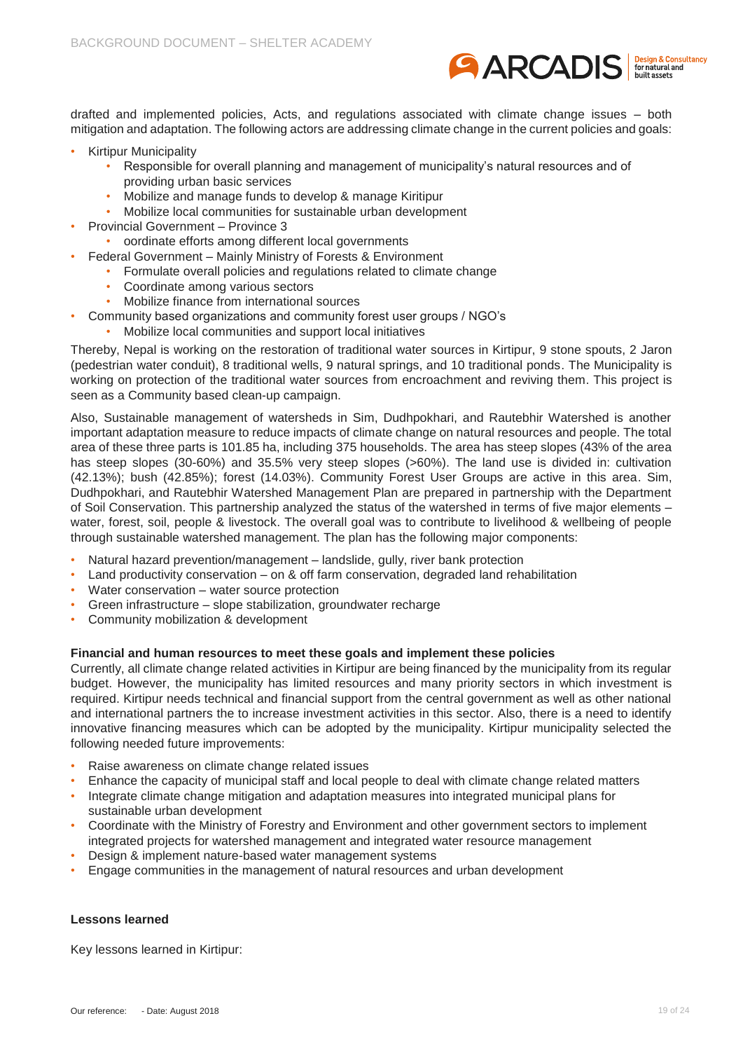drafted and implemented policies, Acts, and regulations associated with climate change issues – both mitigation and adaptation. The following actors are addressing climate change in the current policies and goals:

- Kirtipur Municipality
  - Responsible for overall planning and management of municipality's natural resources and of providing urban basic services
  - Mobilize and manage funds to develop & manage Kiritipur
  - Mobilize local communities for sustainable urban development
- Provincial Government – Province 3
  - oordinate efforts among different local governments
- Federal Government – Mainly Ministry of Forests & Environment
  - Formulate overall policies and regulations related to climate change
  - Coordinate among various sectors
  - Mobilize finance from international sources
- Community based organizations and community forest user groups / NGO's
  - Mobilize local communities and support local initiatives

Thereby, Nepal is working on the restoration of traditional water sources in Kirtipur, 9 stone spouts, 2 Jaron (pedestrian water conduit), 8 traditional wells, 9 natural springs, and 10 traditional ponds. The Municipality is working on protection of the traditional water sources from encroachment and reviving them. This project is seen as a Community based clean-up campaign.

Also, Sustainable management of watersheds in Sim, Dudhpokhari, and Rautebhir Watershed is another important adaptation measure to reduce impacts of climate change on natural resources and people. The total area of these three parts is 101.85 ha, including 375 households. The area has steep slopes (43% of the area has steep slopes (30-60%) and 35.5% very steep slopes (>60%). The land use is divided in: cultivation (42.13%); bush (42.85%); forest (14.03%). Community Forest User Groups are active in this area. Sim, Dudhpokhari, and Rautebhir Watershed Management Plan are prepared in partnership with the Department of Soil Conservation. This partnership analyzed the status of the watershed in terms of five major elements – water, forest, soil, people & livestock. The overall goal was to contribute to livelihood & wellbeing of people through sustainable watershed management. The plan has the following major components:

- Natural hazard prevention/management – landslide, gully, river bank protection
- Land productivity conservation – on & off farm conservation, degraded land rehabilitation
- Water conservation – water source protection
- Green infrastructure – slope stabilization, groundwater recharge
- Community mobilization & development

**Financial and human resources to meet these goals and implement these policies**

Currently, all climate change related activities in Kirtipur are being financed by the municipality from its regular budget. However, the municipality has limited resources and many priority sectors in which investment is required. Kirtipur needs technical and financial support from the central government as well as other national and international partners the to increase investment activities in this sector. Also, there is a need to identify innovative financing measures which can be adopted by the municipality. Kirtipur municipality selected the following needed future improvements:

- Raise awareness on climate change related issues
- Enhance the capacity of municipal staff and local people to deal with climate change related matters
- Integrate climate change mitigation and adaptation measures into integrated municipal plans for sustainable urban development
- Coordinate with the Ministry of Forestry and Environment and other government sectors to implement integrated projects for watershed management and integrated water resource management
- Design & implement nature-based water management systems
- Engage communities in the management of natural resources and urban development

**Lessons learned**

Key lessons learned in Kirtipur: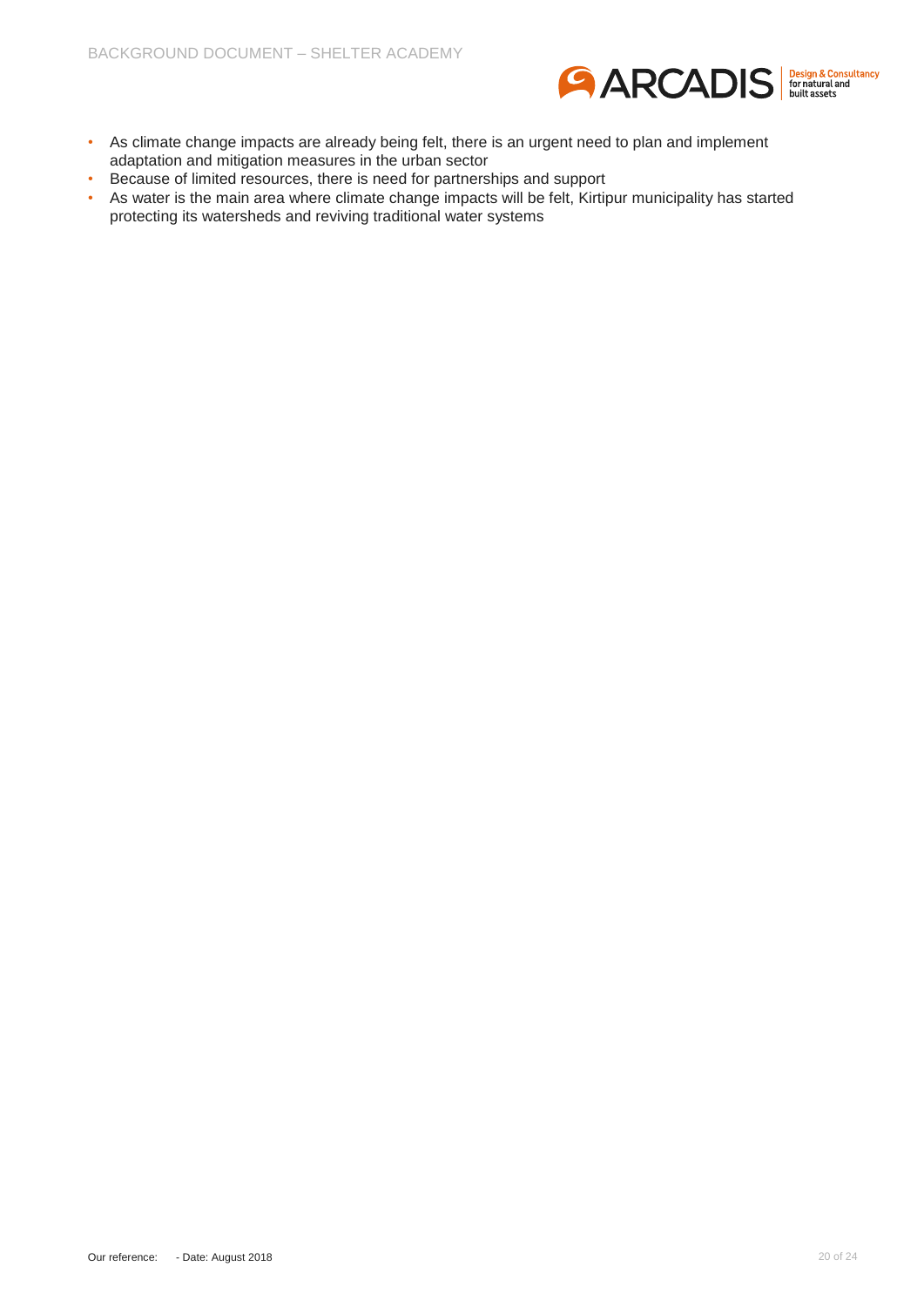- As climate change impacts are already being felt, there is an urgent need to plan and implement adaptation and mitigation measures in the urban sector
- Because of limited resources, there is need for partnerships and support
- As water is the main area where climate change impacts will be felt, Kirtipur municipality has started protecting its watersheds and reviving traditional water systems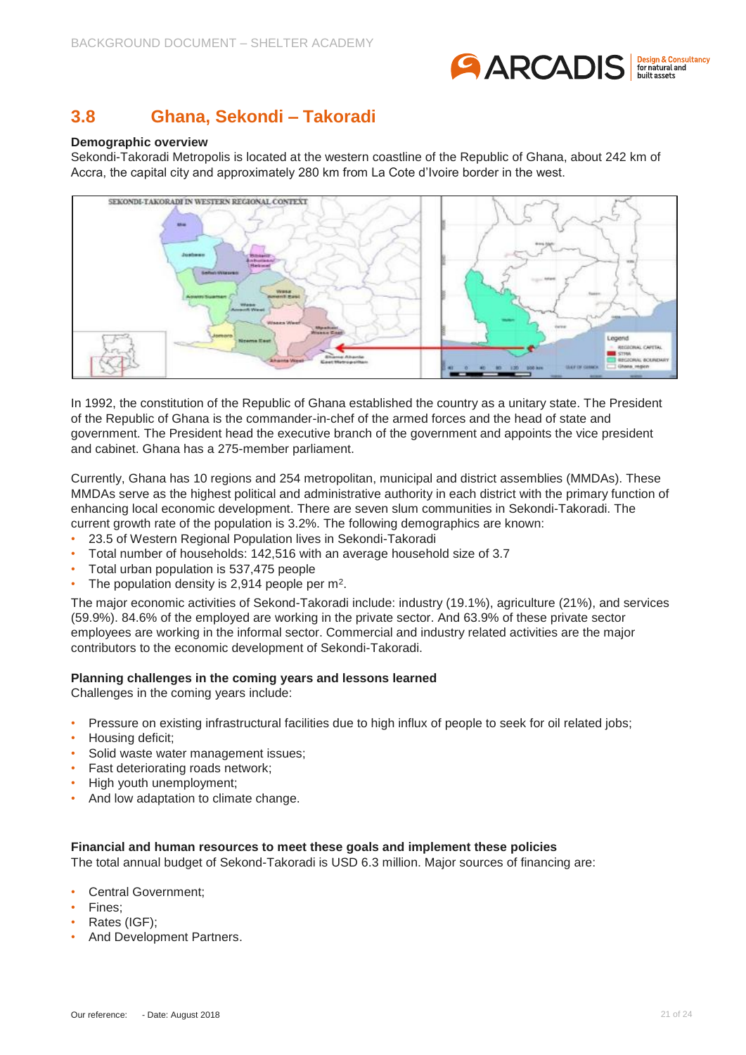## 3.8 Ghana, Sekondi – Takoradi

**Demographic overview**

Sekondi-Takoradi Metropolis is located at the western coastline of the Republic of Ghana, about 242 km of Accra, the capital city and approximately 280 km from La Cote d'Ivoire border in the west.

In 1992, the constitution of the Republic of Ghana established the country as a unitary state. The President of the Republic of Ghana is the commander-in-chef of the armed forces and the head of state and government. The President head the executive branch of the government and appoints the vice president and cabinet. Ghana has a 275-member parliament.

Currently, Ghana has 10 regions and 254 metropolitan, municipal and district assemblies (MMDAs). These MMDAs serve as the highest political and administrative authority in each district with the primary function of enhancing local economic development. There are seven slum communities in Sekondi-Takoradi. The current growth rate of the population is 3.2%. The following demographics are known:

- 23.5 of Western Regional Population lives in Sekondi-Takoradi
- Total number of households: 142,516 with an average household size of 3.7
- Total urban population is 537,475 people
- The population density is 2,914 people per $m^2$.

The major economic activities of Sekond-Takoradi include: industry (19.1%), agriculture (21%), and services (59.9%). 84.6% of the employed are working in the private sector. And 63.9% of these private sector employees are working in the informal sector. Commercial and industry related activities are the major contributors to the economic development of Sekondi-Takoradi.

**Planning challenges in the coming years and lessons learned**

Challenges in the coming years include:

- Pressure on existing infrastructural facilities due to high influx of people to seek for oil related jobs;
- Housing deficit;
- Solid waste water management issues;
- Fast deteriorating roads network;
- High youth unemployment;
- And low adaptation to climate change.

**Financial and human resources to meet these goals and implement these policies**

The total annual budget of Sekond-Takoradi is USD 6.3 million. Major sources of financing are:

- Central Government;
- Fines;
- Rates (IGF);
- And Development Partners.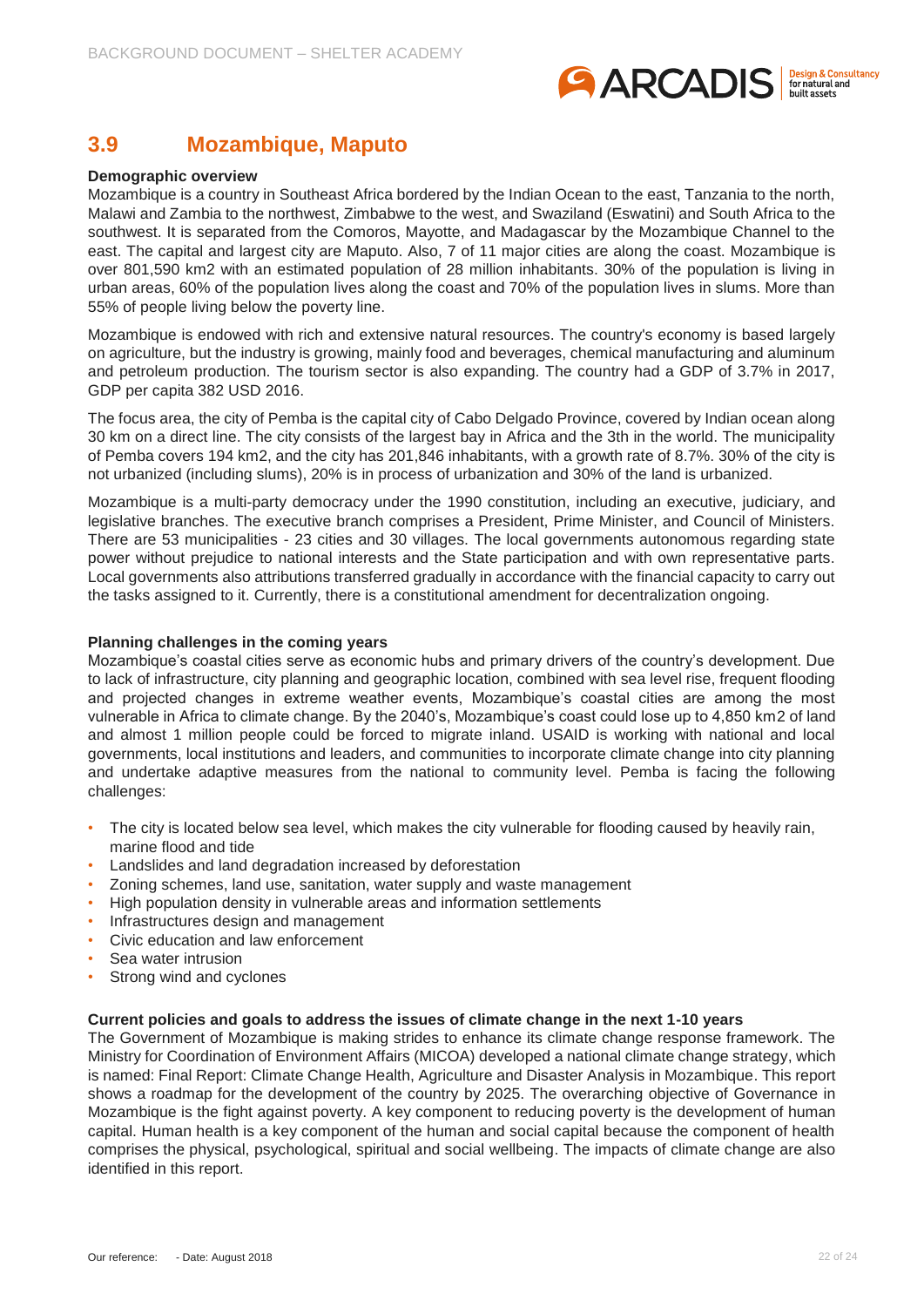## 3.9 Mozambique, Maputo

**Demographic overview**

Mozambique is a country in Southeast Africa bordered by the Indian Ocean to the east, Tanzania to the north, Malawi and Zambia to the northwest, Zimbabwe to the west, and Swaziland (Eswatini) and South Africa to the southwest. It is separated from the Comoros, Mayotte, and Madagascar by the Mozambique Channel to the east. The capital and largest city are Maputo. Also, 7 of 11 major cities are along the coast. Mozambique is over 801,590 km2 with an estimated population of 28 million inhabitants. 30% of the population is living in urban areas, 60% of the population lives along the coast and 70% of the population lives in slums. More than 55% of people living below the poverty line.

Mozambique is endowed with rich and extensive natural resources. The country's economy is based largely on agriculture, but the industry is growing, mainly food and beverages, chemical manufacturing and aluminum and petroleum production. The tourism sector is also expanding. The country had a GDP of 3.7% in 2017, GDP per capita 382 USD 2016.

The focus area, the city of Pemba is the capital city of Cabo Delgado Province, covered by Indian ocean along 30 km on a direct line. The city consists of the largest bay in Africa and the 3th in the world. The municipality of Pemba covers 194 km2, and the city has 201,846 inhabitants, with a growth rate of 8.7%. 30% of the city is not urbanized (including slums), 20% is in process of urbanization and 30% of the land is urbanized.

Mozambique is a multi-party democracy under the 1990 constitution, including an executive, judiciary, and legislative branches. The executive branch comprises a President, Prime Minister, and Council of Ministers. There are 53 municipalities - 23 cities and 30 villages. The local governments autonomous regarding state power without prejudice to national interests and the State participation and with own representative parts. Local governments also attributions transferred gradually in accordance with the financial capacity to carry out the tasks assigned to it. Currently, there is a constitutional amendment for decentralization ongoing.

**Planning challenges in the coming years**

Mozambique's coastal cities serve as economic hubs and primary drivers of the country's development. Due to lack of infrastructure, city planning and geographic location, combined with sea level rise, frequent flooding and projected changes in extreme weather events, Mozambique's coastal cities are among the most vulnerable in Africa to climate change. By the 2040's, Mozambique's coast could lose up to 4,850 km2 of land and almost 1 million people could be forced to migrate inland. USAID is working with national and local governments, local institutions and leaders, and communities to incorporate climate change into city planning and undertake adaptive measures from the national to community level. Pemba is facing the following challenges:

- The city is located below sea level, which makes the city vulnerable for flooding caused by heavily rain, marine flood and tide
- Landslides and land degradation increased by deforestation
- Zoning schemes, land use, sanitation, water supply and waste management
- High population density in vulnerable areas and information settlements
- Infrastructures design and management
- Civic education and law enforcement
- Sea water intrusion
- Strong wind and cyclones

**Current policies and goals to address the issues of climate change in the next 1-10 years**

The Government of Mozambique is making strides to enhance its climate change response framework. The Ministry for Coordination of Environment Affairs (MICOA) developed a national climate change strategy, which is named: Final Report: Climate Change Health, Agriculture and Disaster Analysis in Mozambique. This report shows a roadmap for the development of the country by 2025. The overarching objective of Governance in Mozambique is the fight against poverty. A key component to reducing poverty is the development of human capital. Human health is a key component of the human and social capital because the component of health comprises the physical, psychological, spiritual and social wellbeing. The impacts of climate change are also identified in this report.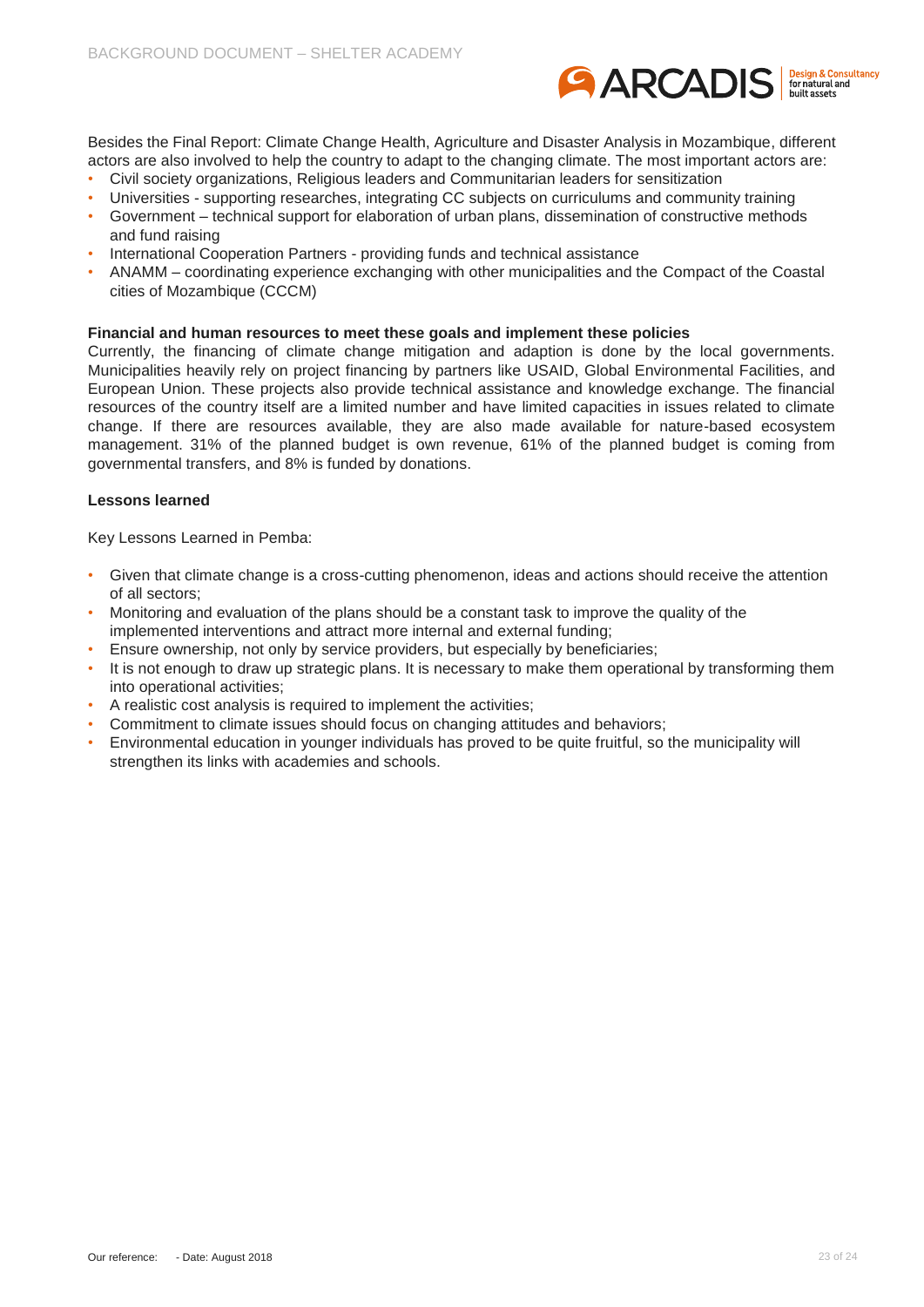Besides the Final Report: Climate Change Health, Agriculture and Disaster Analysis in Mozambique, different actors are also involved to help the country to adapt to the changing climate. The most important actors are:

- Civil society organizations, Religious leaders and Communitarian leaders for sensitization
- Universities - supporting researches, integrating CC subjects on curriculums and community training
- Government – technical support for elaboration of urban plans, dissemination of constructive methods and fund raising
- International Cooperation Partners - providing funds and technical assistance
- ANAMM – coordinating experience exchanging with other municipalities and the Compact of the Coastal cities of Mozambique (CCCM)

**Financial and human resources to meet these goals and implement these policies**

Currently, the financing of climate change mitigation and adaption is done by the local governments. Municipalities heavily rely on project financing by partners like USAID, Global Environmental Facilities, and European Union. These projects also provide technical assistance and knowledge exchange. The financial resources of the country itself are a limited number and have limited capacities in issues related to climate change. If there are resources available, they are also made available for nature-based ecosystem management. 31% of the planned budget is own revenue, 61% of the planned budget is coming from governmental transfers, and 8% is funded by donations.

**Lessons learned**

Key Lessons Learned in Pemba:

- Given that climate change is a cross-cutting phenomenon, ideas and actions should receive the attention of all sectors;
- Monitoring and evaluation of the plans should be a constant task to improve the quality of the implemented interventions and attract more internal and external funding;
- Ensure ownership, not only by service providers, but especially by beneficiaries;
- It is not enough to draw up strategic plans. It is necessary to make them operational by transforming them into operational activities;
- A realistic cost analysis is required to implement the activities;
- Commitment to climate issues should focus on changing attitudes and behaviors;
- Environmental education in younger individuals has proved to be quite fruitful, so the municipality will strengthen its links with academies and schools.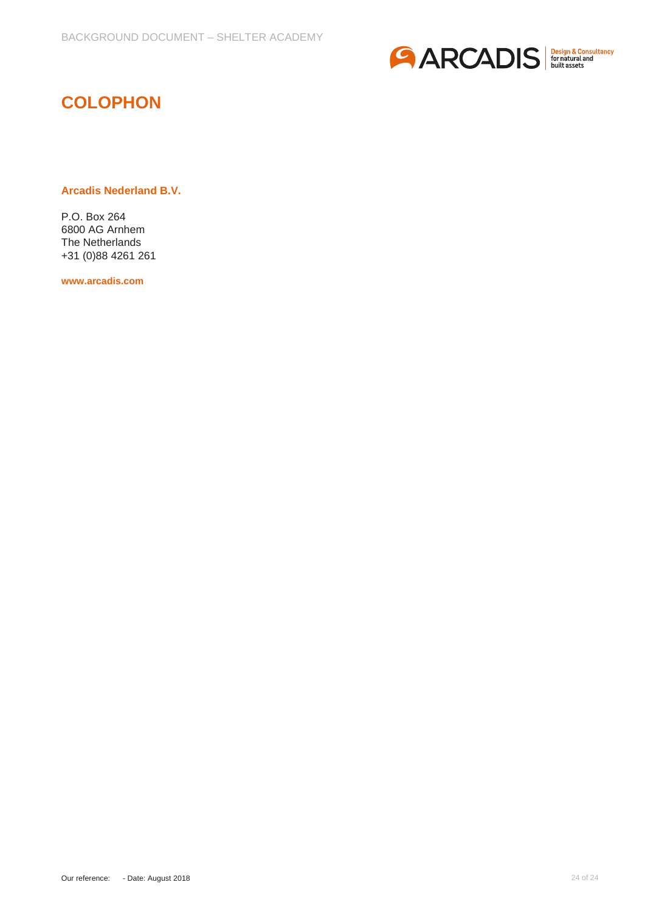# COLOPHON

**Arcadis Nederland B.V.**

P.O. Box 264
6800 AG Arnhem
The Netherlands
+31 (0)88 4261 261

**www.arcadis.com**